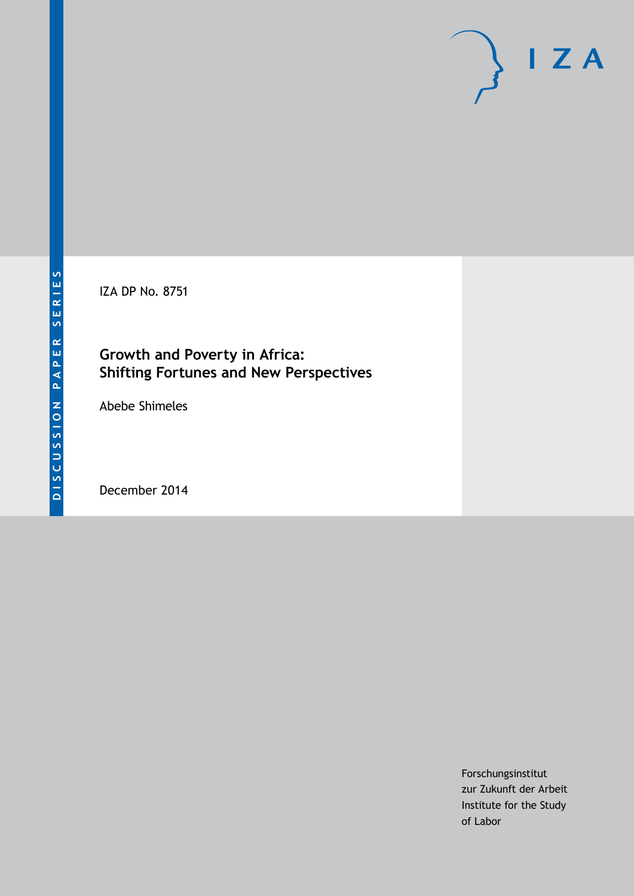DISCUSSION PAPER SERIES

IZA DP No. 8751

# Growth and Poverty in Africa: Shifting Fortunes and New Perspectives

Abebe Shimeles

December 2014

Forschungsinstitut
zur Zukunft der Arbeit
Institute for the Study
of Labor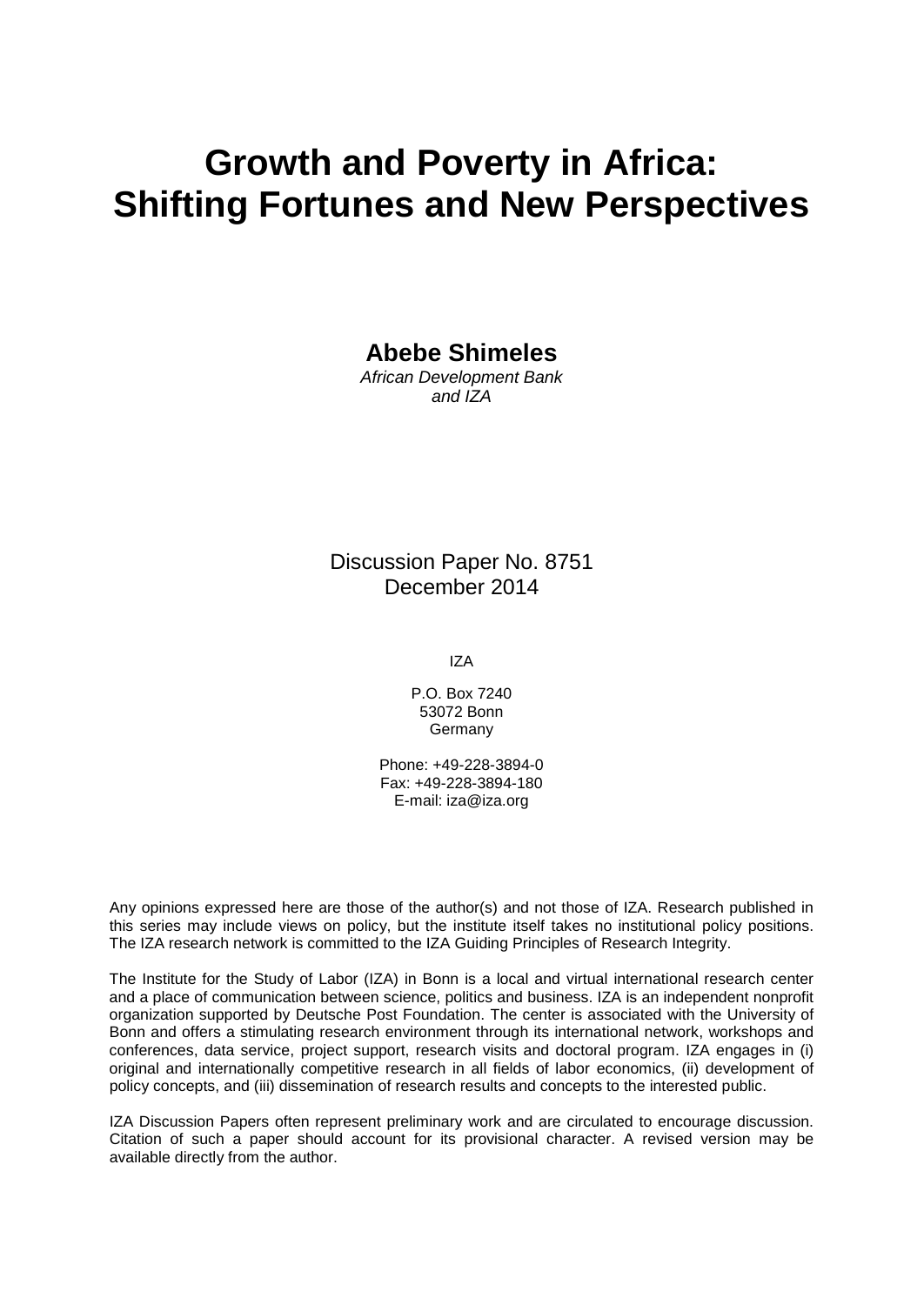# Growth and Poverty in Africa: Shifting Fortunes and New Perspectives

**Abebe Shimeles**

*African Development Bank and IZA*

Discussion Paper No. 8751
December 2014

IZA

P.O. Box 7240
53072 Bonn
Germany

Phone: +49-228-3894-0
Fax: +49-228-3894-180
E-mail: iza@iza.org

Any opinions expressed here are those of the author(s) and not those of IZA. Research published in this series may include views on policy, but the institute itself takes no institutional policy positions. The IZA research network is committed to the IZA Guiding Principles of Research Integrity.

The Institute for the Study of Labor (IZA) in Bonn is a local and virtual international research center and a place of communication between science, politics and business. IZA is an independent nonprofit organization supported by Deutsche Post Foundation. The center is associated with the University of Bonn and offers a stimulating research environment through its international network, workshops and conferences, data service, project support, research visits and doctoral program. IZA engages in (i) original and internationally competitive research in all fields of labor economics, (ii) development of policy concepts, and (iii) dissemination of research results and concepts to the interested public.

IZA Discussion Papers often represent preliminary work and are circulated to encourage discussion. Citation of such a paper should account for its provisional character. A revised version may be available directly from the author.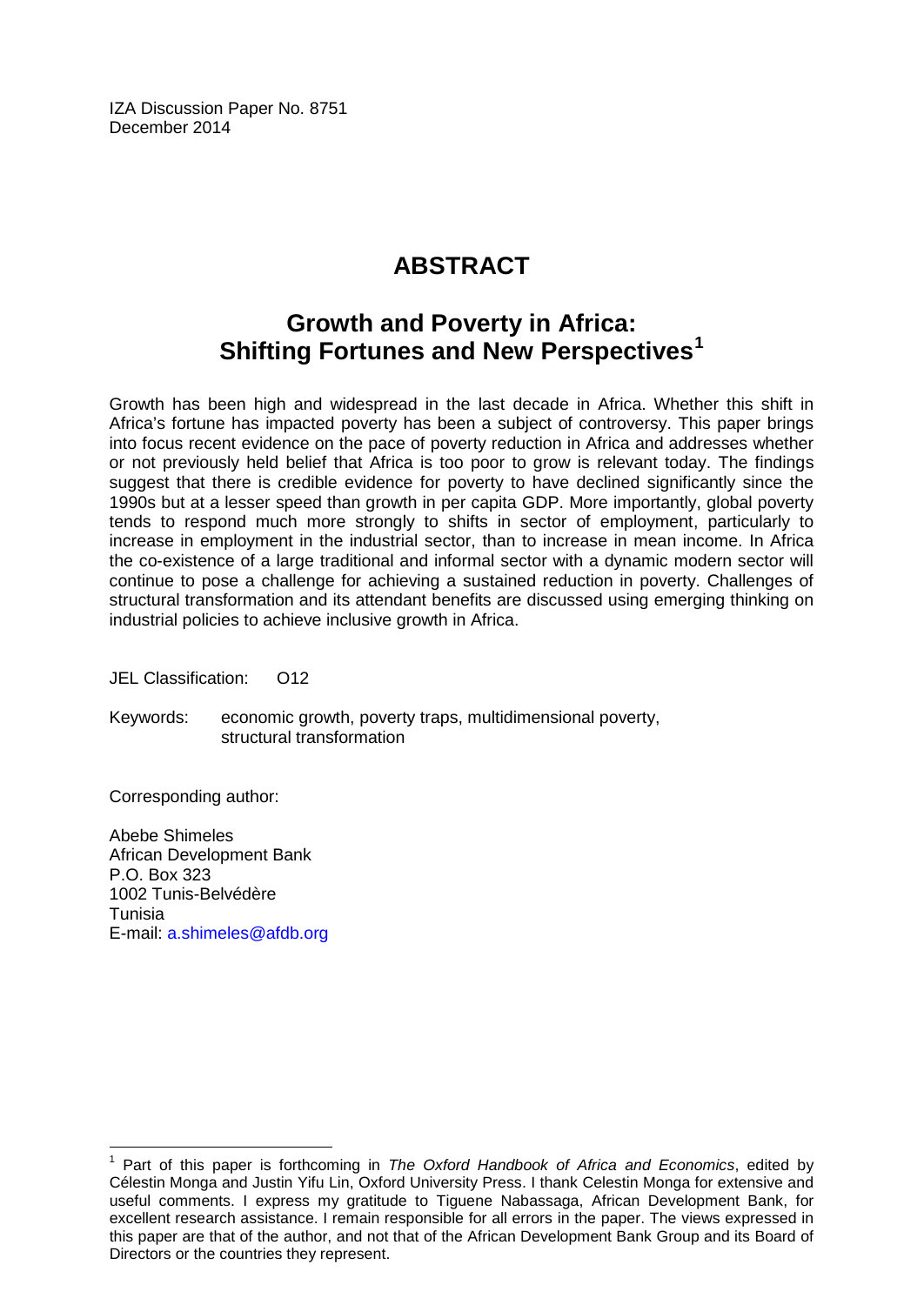IZA Discussion Paper No. 8751
December 2014

# ABSTRACT

## Growth and Poverty in Africa: Shifting Fortunes and New Perspectives[1]

Growth has been high and widespread in the last decade in Africa. Whether this shift in Africa's fortune has impacted poverty has been a subject of controversy. This paper brings into focus recent evidence on the pace of poverty reduction in Africa and addresses whether or not previously held belief that Africa is too poor to grow is relevant today. The findings suggest that there is credible evidence for poverty to have declined significantly since the 1990s but at a lesser speed than growth in per capita GDP. More importantly, global poverty tends to respond much more strongly to shifts in sector of employment, particularly to increase in employment in the industrial sector, than to increase in mean income. In Africa the co-existence of a large traditional and informal sector with a dynamic modern sector will continue to pose a challenge for achieving a sustained reduction in poverty. Challenges of structural transformation and its attendant benefits are discussed using emerging thinking on industrial policies to achieve inclusive growth in Africa.

JEL Classification: O12

Keywords: economic growth, poverty traps, multidimensional poverty, structural transformation

Corresponding author:

Abebe Shimeles
African Development Bank
P.O. Box 323
1002 Tunis-Belvédère
Tunisia
E-mail: a.shimeles@afdb.org

[1] Part of this paper is forthcoming in *The Oxford Handbook of Africa and Economics*, edited by Célestin Monga and Justin Yifu Lin, Oxford University Press. I thank Celestin Monga for extensive and useful comments. I express my gratitude to Tiguene Nabassaga, African Development Bank, for excellent research assistance. I remain responsible for all errors in the paper. The views expressed in this paper are that of the author, and not that of the African Development Bank Group and its Board of Directors or the countries they represent.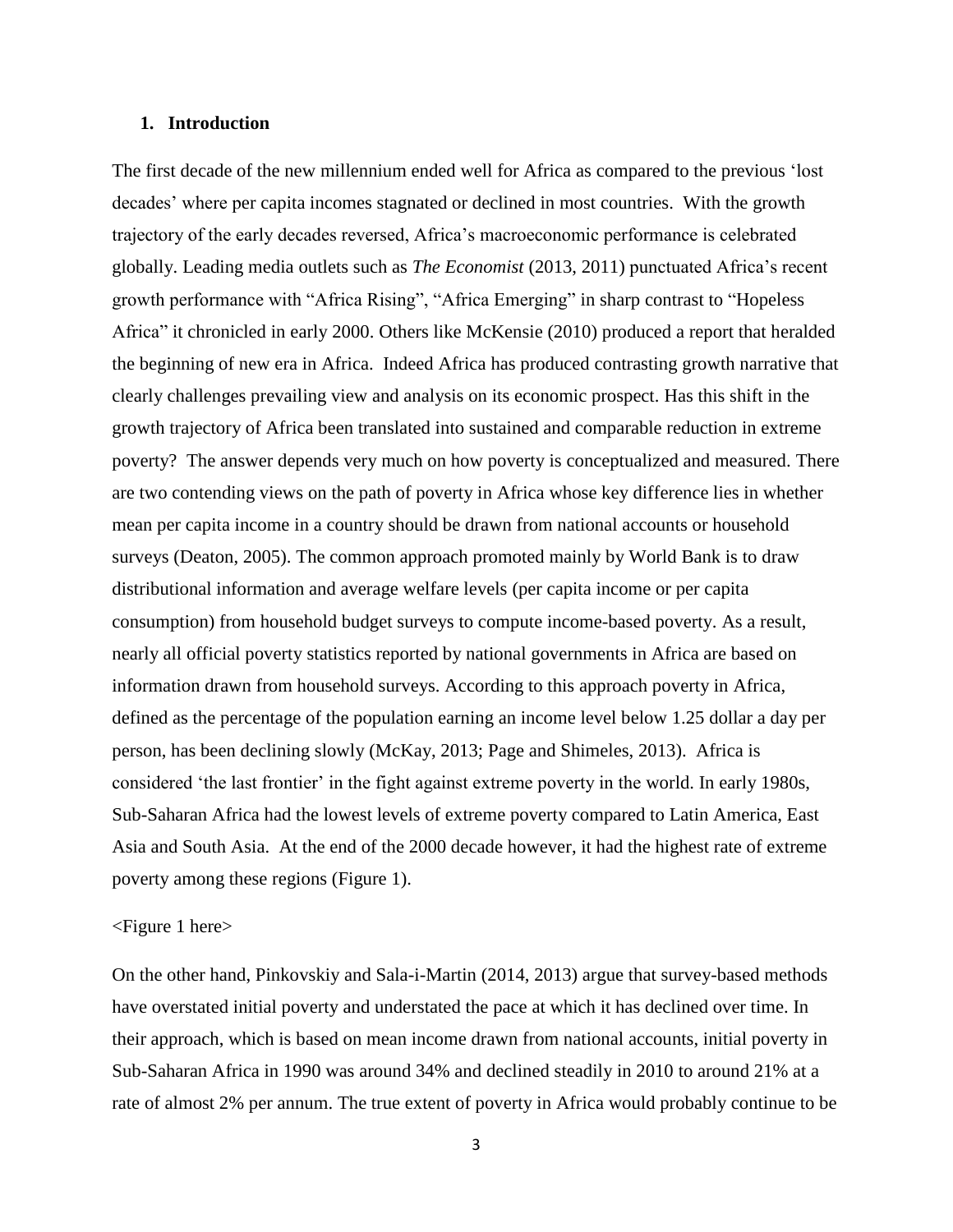## 1. Introduction

The first decade of the new millennium ended well for Africa as compared to the previous 'lost decades' where per capita incomes stagnated or declined in most countries. With the growth trajectory of the early decades reversed, Africa's macroeconomic performance is celebrated globally. Leading media outlets such as *The Economist* (2013, 2011) punctuated Africa's recent growth performance with "Africa Rising", "Africa Emerging" in sharp contrast to "Hopeless Africa" it chronicled in early 2000. Others like McKensie (2010) produced a report that heralded the beginning of new era in Africa. Indeed Africa has produced contrasting growth narrative that clearly challenges prevailing view and analysis on its economic prospect. Has this shift in the growth trajectory of Africa been translated into sustained and comparable reduction in extreme poverty? The answer depends very much on how poverty is conceptualized and measured. There are two contending views on the path of poverty in Africa whose key difference lies in whether mean per capita income in a country should be drawn from national accounts or household surveys (Deaton, 2005). The common approach promoted mainly by World Bank is to draw distributional information and average welfare levels (per capita income or per capita consumption) from household budget surveys to compute income-based poverty. As a result, nearly all official poverty statistics reported by national governments in Africa are based on information drawn from household surveys. According to this approach poverty in Africa, defined as the percentage of the population earning an income level below 1.25 dollar a day per person, has been declining slowly (McKay, 2013; Page and Shimeles, 2013). Africa is considered 'the last frontier' in the fight against extreme poverty in the world. In early 1980s, Sub-Saharan Africa had the lowest levels of extreme poverty compared to Latin America, East Asia and South Asia. At the end of the 2000 decade however, it had the highest rate of extreme poverty among these regions (Figure 1).

<Figure 1 here>

On the other hand, Pinkovskiy and Sala-i-Martin (2014, 2013) argue that survey-based methods have overstated initial poverty and understated the pace at which it has declined over time. In their approach, which is based on mean income drawn from national accounts, initial poverty in Sub-Saharan Africa in 1990 was around 34% and declined steadily in 2010 to around 21% at a rate of almost 2% per annum. The true extent of poverty in Africa would probably continue to be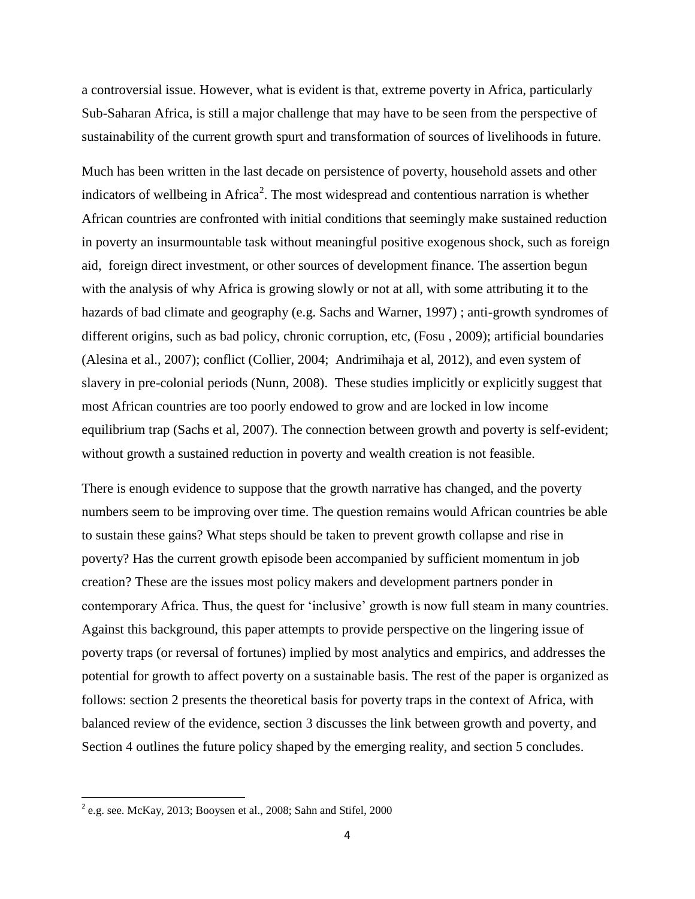a controversial issue. However, what is evident is that, extreme poverty in Africa, particularly Sub-Saharan Africa, is still a major challenge that may have to be seen from the perspective of sustainability of the current growth spurt and transformation of sources of livelihoods in future.

Much has been written in the last decade on persistence of poverty, household assets and other indicators of wellbeing in Africa[2]. The most widespread and contentious narration is whether African countries are confronted with initial conditions that seemingly make sustained reduction in poverty an insurmountable task without meaningful positive exogenous shock, such as foreign aid, foreign direct investment, or other sources of development finance. The assertion begun with the analysis of why Africa is growing slowly or not at all, with some attributing it to the hazards of bad climate and geography (e.g. Sachs and Warner, 1997) ; anti-growth syndromes of different origins, such as bad policy, chronic corruption, etc, (Fosu , 2009); artificial boundaries (Alesina et al., 2007); conflict (Collier, 2004; Andrimihaja et al, 2012), and even system of slavery in pre-colonial periods (Nunn, 2008). These studies implicitly or explicitly suggest that most African countries are too poorly endowed to grow and are locked in low income equilibrium trap (Sachs et al, 2007). The connection between growth and poverty is self-evident; without growth a sustained reduction in poverty and wealth creation is not feasible.

There is enough evidence to suppose that the growth narrative has changed, and the poverty numbers seem to be improving over time. The question remains would African countries be able to sustain these gains? What steps should be taken to prevent growth collapse and rise in poverty? Has the current growth episode been accompanied by sufficient momentum in job creation? These are the issues most policy makers and development partners ponder in contemporary Africa. Thus, the quest for 'inclusive' growth is now full steam in many countries. Against this background, this paper attempts to provide perspective on the lingering issue of poverty traps (or reversal of fortunes) implied by most analytics and empirics, and addresses the potential for growth to affect poverty on a sustainable basis. The rest of the paper is organized as follows: section 2 presents the theoretical basis for poverty traps in the context of Africa, with balanced review of the evidence, section 3 discusses the link between growth and poverty, and Section 4 outlines the future policy shaped by the emerging reality, and section 5 concludes.

[2] e.g. see. McKay, 2013; Booysen et al., 2008; Sahn and Stifel, 2000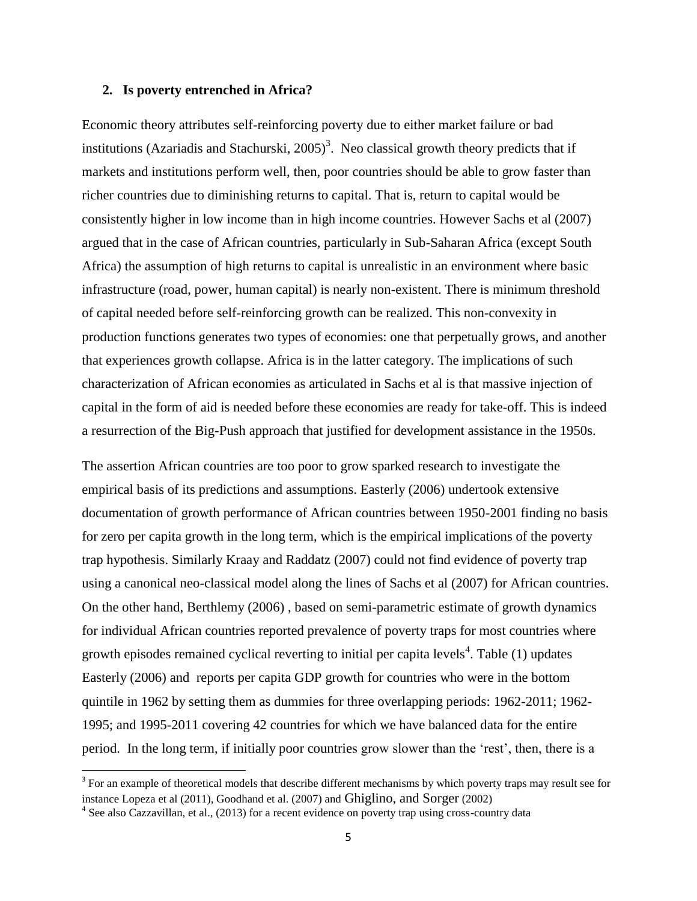## 2. Is poverty entrenched in Africa?

Economic theory attributes self-reinforcing poverty due to either market failure or bad institutions (Azariadis and Stachurski, 2005)[3]. Neo classical growth theory predicts that if markets and institutions perform well, then, poor countries should be able to grow faster than richer countries due to diminishing returns to capital. That is, return to capital would be consistently higher in low income than in high income countries. However Sachs et al (2007) argued that in the case of African countries, particularly in Sub-Saharan Africa (except South Africa) the assumption of high returns to capital is unrealistic in an environment where basic infrastructure (road, power, human capital) is nearly non-existent. There is minimum threshold of capital needed before self-reinforcing growth can be realized. This non-convexity in production functions generates two types of economies: one that perpetually grows, and another that experiences growth collapse. Africa is in the latter category. The implications of such characterization of African economies as articulated in Sachs et al is that massive injection of capital in the form of aid is needed before these economies are ready for take-off. This is indeed a resurrection of the Big-Push approach that justified for development assistance in the 1950s.

The assertion African countries are too poor to grow sparked research to investigate the empirical basis of its predictions and assumptions. Easterly (2006) undertook extensive documentation of growth performance of African countries between 1950-2001 finding no basis for zero per capita growth in the long term, which is the empirical implications of the poverty trap hypothesis. Similarly Kraay and Raddatz (2007) could not find evidence of poverty trap using a canonical neo-classical model along the lines of Sachs et al (2007) for African countries. On the other hand, Berthlemy (2006) , based on semi-parametric estimate of growth dynamics for individual African countries reported prevalence of poverty traps for most countries where growth episodes remained cyclical reverting to initial per capita levels[4]. Table (1) updates Easterly (2006) and reports per capita GDP growth for countries who were in the bottom quintile in 1962 by setting them as dummies for three overlapping periods: 1962-2011; 1962-1995; and 1995-2011 covering 42 countries for which we have balanced data for the entire period. In the long term, if initially poor countries grow slower than the 'rest', then, there is a

[3] For an example of theoretical models that describe different mechanisms by which poverty traps may result see for instance Lopeza et al (2011), Goodhand et al. (2007) and Ghiglino, and Sorger (2002)

[4] See also Cazzavillan, et al., (2013) for a recent evidence on poverty trap using cross-country data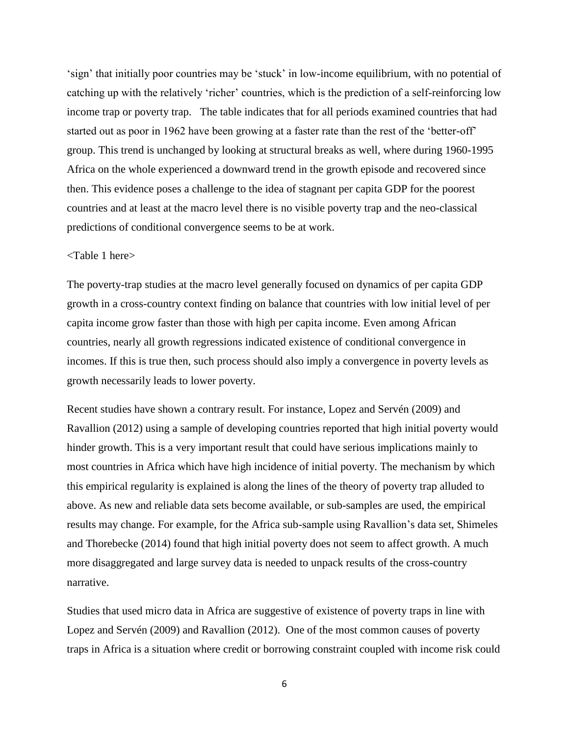'sign' that initially poor countries may be 'stuck' in low-income equilibrium, with no potential of catching up with the relatively 'richer' countries, which is the prediction of a self-reinforcing low income trap or poverty trap. The table indicates that for all periods examined countries that had started out as poor in 1962 have been growing at a faster rate than the rest of the 'better-off' group. This trend is unchanged by looking at structural breaks as well, where during 1960-1995 Africa on the whole experienced a downward trend in the growth episode and recovered since then. This evidence poses a challenge to the idea of stagnant per capita GDP for the poorest countries and at least at the macro level there is no visible poverty trap and the neo-classical predictions of conditional convergence seems to be at work.

<Table 1 here>

The poverty-trap studies at the macro level generally focused on dynamics of per capita GDP growth in a cross-country context finding on balance that countries with low initial level of per capita income grow faster than those with high per capita income. Even among African countries, nearly all growth regressions indicated existence of conditional convergence in incomes. If this is true then, such process should also imply a convergence in poverty levels as growth necessarily leads to lower poverty.

Recent studies have shown a contrary result. For instance, Lopez and Servén (2009) and Ravallion (2012) using a sample of developing countries reported that high initial poverty would hinder growth. This is a very important result that could have serious implications mainly to most countries in Africa which have high incidence of initial poverty. The mechanism by which this empirical regularity is explained is along the lines of the theory of poverty trap alluded to above. As new and reliable data sets become available, or sub-samples are used, the empirical results may change. For example, for the Africa sub-sample using Ravallion's data set, Shimeles and Thorebecke (2014) found that high initial poverty does not seem to affect growth. A much more disaggregated and large survey data is needed to unpack results of the cross-country narrative.

Studies that used micro data in Africa are suggestive of existence of poverty traps in line with Lopez and Servén (2009) and Ravallion (2012). One of the most common causes of poverty traps in Africa is a situation where credit or borrowing constraint coupled with income risk could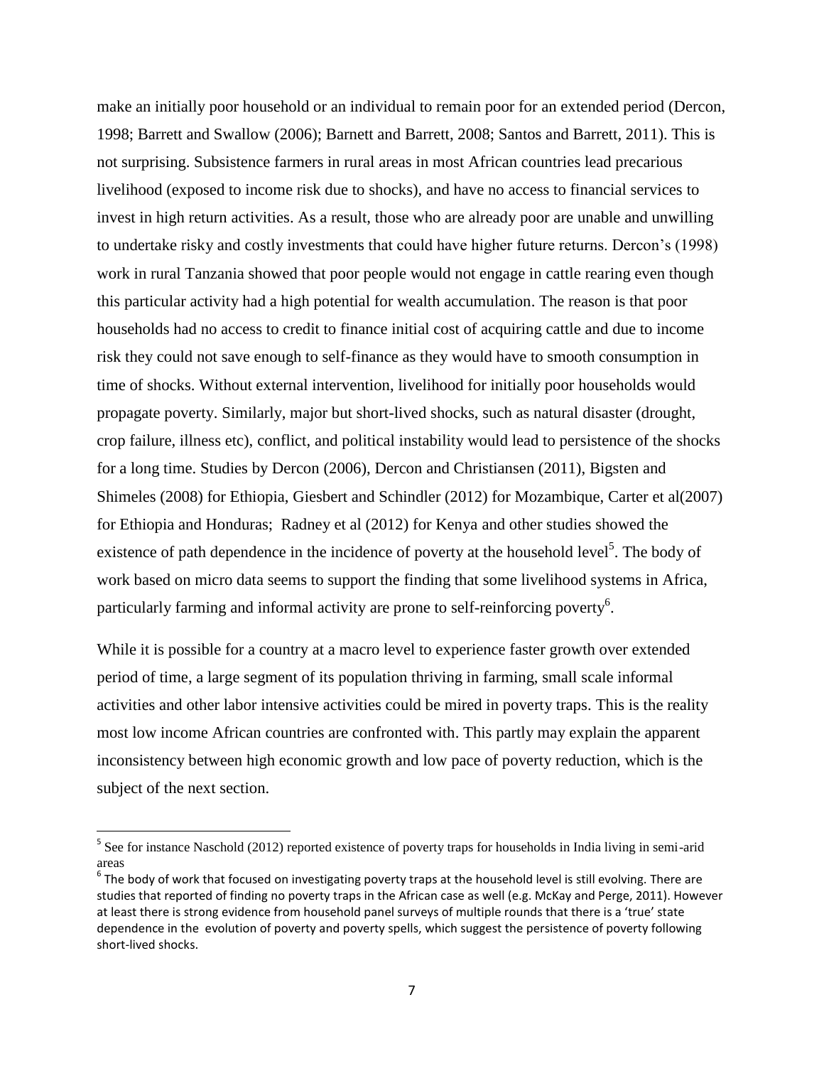make an initially poor household or an individual to remain poor for an extended period (Dercon, 1998; Barrett and Swallow (2006); Barnett and Barrett, 2008; Santos and Barrett, 2011). This is not surprising. Subsistence farmers in rural areas in most African countries lead precarious livelihood (exposed to income risk due to shocks), and have no access to financial services to invest in high return activities. As a result, those who are already poor are unable and unwilling to undertake risky and costly investments that could have higher future returns. Dercon's (1998) work in rural Tanzania showed that poor people would not engage in cattle rearing even though this particular activity had a high potential for wealth accumulation. The reason is that poor households had no access to credit to finance initial cost of acquiring cattle and due to income risk they could not save enough to self-finance as they would have to smooth consumption in time of shocks. Without external intervention, livelihood for initially poor households would propagate poverty. Similarly, major but short-lived shocks, such as natural disaster (drought, crop failure, illness etc), conflict, and political instability would lead to persistence of the shocks for a long time. Studies by Dercon (2006), Dercon and Christiansen (2011), Bigsten and Shimeles (2008) for Ethiopia, Giesbert and Schindler (2012) for Mozambique, Carter et al(2007) for Ethiopia and Honduras; Radney et al (2012) for Kenya and other studies showed the existence of path dependence in the incidence of poverty at the household level[5]. The body of work based on micro data seems to support the finding that some livelihood systems in Africa, particularly farming and informal activity are prone to self-reinforcing poverty[6].

While it is possible for a country at a macro level to experience faster growth over extended period of time, a large segment of its population thriving in farming, small scale informal activities and other labor intensive activities could be mired in poverty traps. This is the reality most low income African countries are confronted with. This partly may explain the apparent inconsistency between high economic growth and low pace of poverty reduction, which is the subject of the next section.

---

[5] See for instance Naschold (2012) reported existence of poverty traps for households in India living in semi-arid areas

[6] The body of work that focused on investigating poverty traps at the household level is still evolving. There are studies that reported of finding no poverty traps in the African case as well (e.g. McKay and Perge, 2011). However at least there is strong evidence from household panel surveys of multiple rounds that there is a 'true' state dependence in the evolution of poverty and poverty spells, which suggest the persistence of poverty following short-lived shocks.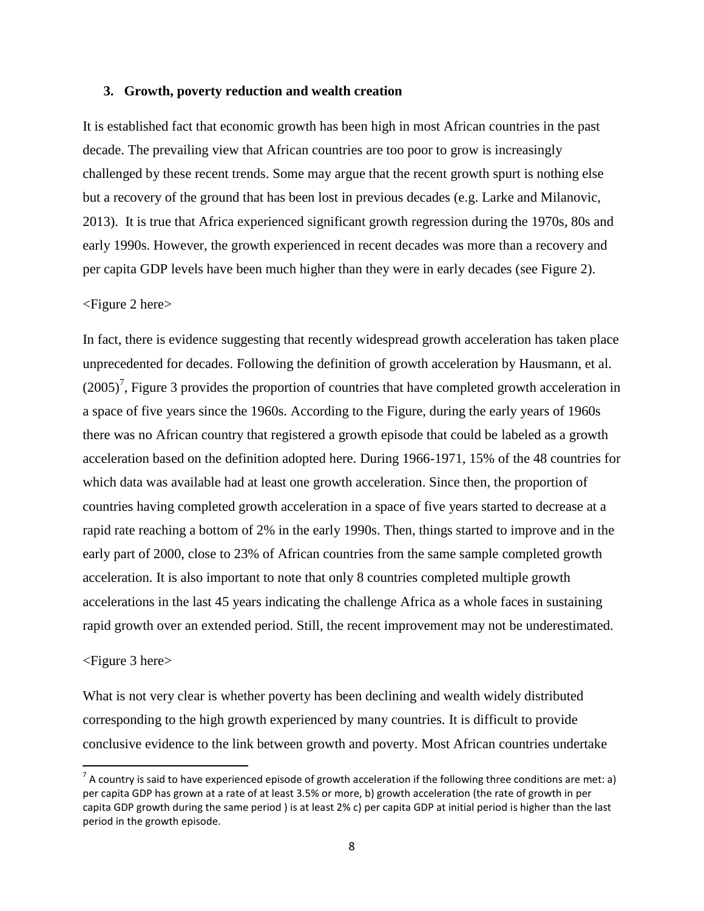### 3. Growth, poverty reduction and wealth creation

It is established fact that economic growth has been high in most African countries in the past decade. The prevailing view that African countries are too poor to grow is increasingly challenged by these recent trends. Some may argue that the recent growth spurt is nothing else but a recovery of the ground that has been lost in previous decades (e.g. Larke and Milanovic, 2013). It is true that Africa experienced significant growth regression during the 1970s, 80s and early 1990s. However, the growth experienced in recent decades was more than a recovery and per capita GDP levels have been much higher than they were in early decades (see Figure 2).

<Figure 2 here>

In fact, there is evidence suggesting that recently widespread growth acceleration has taken place unprecedented for decades. Following the definition of growth acceleration by Hausmann, et al. (2005)[7], Figure 3 provides the proportion of countries that have completed growth acceleration in a space of five years since the 1960s. According to the Figure, during the early years of 1960s there was no African country that registered a growth episode that could be labeled as a growth acceleration based on the definition adopted here. During 1966-1971, 15% of the 48 countries for which data was available had at least one growth acceleration. Since then, the proportion of countries having completed growth acceleration in a space of five years started to decrease at a rapid rate reaching a bottom of 2% in the early 1990s. Then, things started to improve and in the early part of 2000, close to 23% of African countries from the same sample completed growth acceleration. It is also important to note that only 8 countries completed multiple growth accelerations in the last 45 years indicating the challenge Africa as a whole faces in sustaining rapid growth over an extended period. Still, the recent improvement may not be underestimated.

<Figure 3 here>

What is not very clear is whether poverty has been declining and wealth widely distributed corresponding to the high growth experienced by many countries. It is difficult to provide conclusive evidence to the link between growth and poverty. Most African countries undertake

[7] A country is said to have experienced episode of growth acceleration if the following three conditions are met: a) per capita GDP has grown at a rate of at least 3.5% or more, b) growth acceleration (the rate of growth in per capita GDP growth during the same period ) is at least 2% c) per capita GDP at initial period is higher than the last period in the growth episode.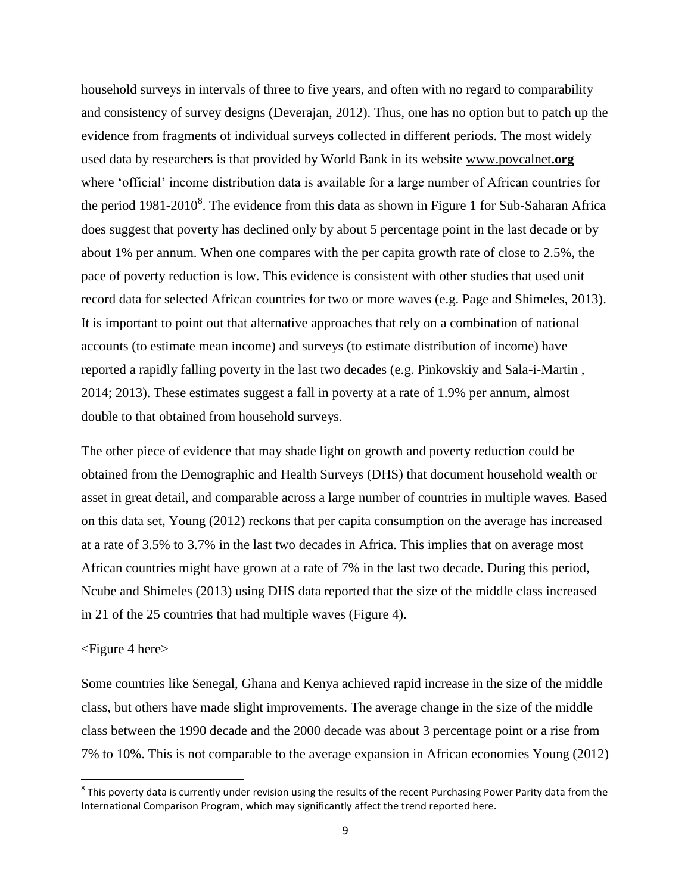household surveys in intervals of three to five years, and often with no regard to comparability and consistency of survey designs (Deverajan, 2012). Thus, one has no option but to patch up the evidence from fragments of individual surveys collected in different periods. The most widely used data by researchers is that provided by World Bank in its website www.povcalnet**.org** where 'official' income distribution data is available for a large number of African countries for the period 1981-2010[8]. The evidence from this data as shown in Figure 1 for Sub-Saharan Africa does suggest that poverty has declined only by about 5 percentage point in the last decade or by about 1% per annum. When one compares with the per capita growth rate of close to 2.5%, the pace of poverty reduction is low. This evidence is consistent with other studies that used unit record data for selected African countries for two or more waves (e.g. Page and Shimeles, 2013). It is important to point out that alternative approaches that rely on a combination of national accounts (to estimate mean income) and surveys (to estimate distribution of income) have reported a rapidly falling poverty in the last two decades (e.g. Pinkovskiy and Sala-i-Martin , 2014; 2013). These estimates suggest a fall in poverty at a rate of 1.9% per annum, almost double to that obtained from household surveys.

The other piece of evidence that may shade light on growth and poverty reduction could be obtained from the Demographic and Health Surveys (DHS) that document household wealth or asset in great detail, and comparable across a large number of countries in multiple waves. Based on this data set, Young (2012) reckons that per capita consumption on the average has increased at a rate of 3.5% to 3.7% in the last two decades in Africa. This implies that on average most African countries might have grown at a rate of 7% in the last two decade. During this period, Ncube and Shimeles (2013) using DHS data reported that the size of the middle class increased in 21 of the 25 countries that had multiple waves (Figure 4).

<Figure 4 here>

Some countries like Senegal, Ghana and Kenya achieved rapid increase in the size of the middle class, but others have made slight improvements. The average change in the size of the middle class between the 1990 decade and the 2000 decade was about 3 percentage point or a rise from 7% to 10%. This is not comparable to the average expansion in African economies Young (2012)

[8] This poverty data is currently under revision using the results of the recent Purchasing Power Parity data from the International Comparison Program, which may significantly affect the trend reported here.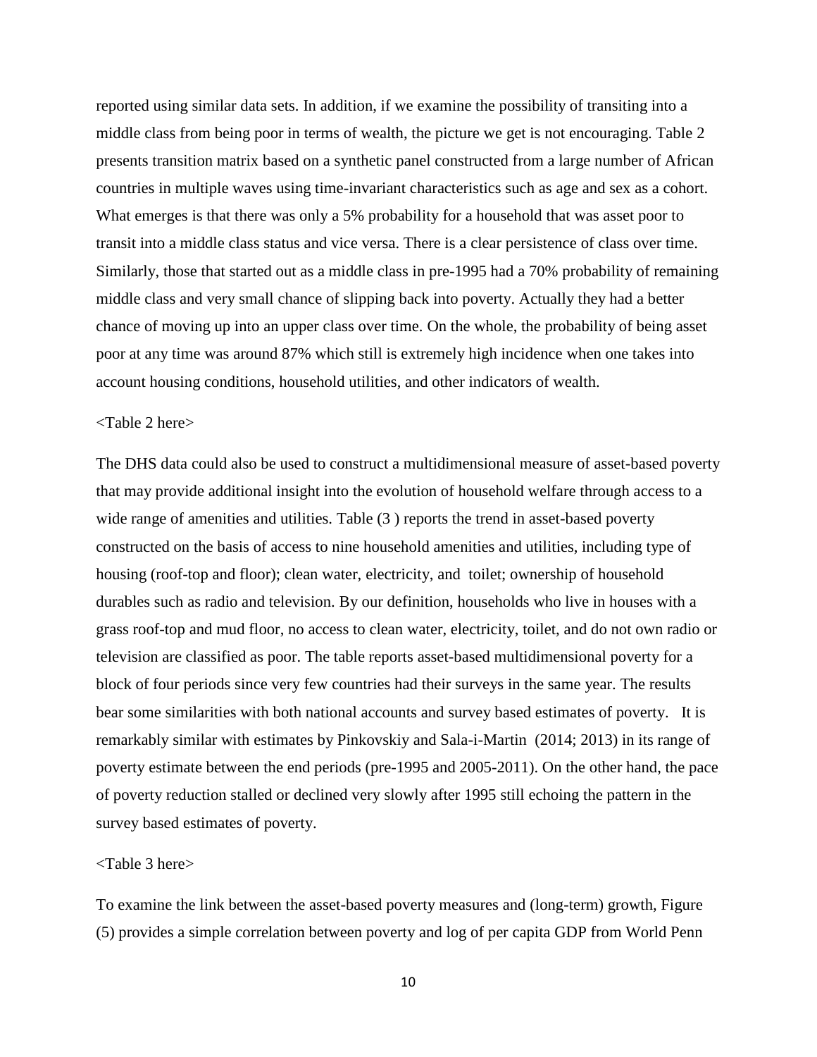reported using similar data sets. In addition, if we examine the possibility of transiting into a middle class from being poor in terms of wealth, the picture we get is not encouraging. Table 2 presents transition matrix based on a synthetic panel constructed from a large number of African countries in multiple waves using time-invariant characteristics such as age and sex as a cohort. What emerges is that there was only a 5% probability for a household that was asset poor to transit into a middle class status and vice versa. There is a clear persistence of class over time. Similarly, those that started out as a middle class in pre-1995 had a 70% probability of remaining middle class and very small chance of slipping back into poverty. Actually they had a better chance of moving up into an upper class over time. On the whole, the probability of being asset poor at any time was around 87% which still is extremely high incidence when one takes into account housing conditions, household utilities, and other indicators of wealth.

<Table 2 here>

The DHS data could also be used to construct a multidimensional measure of asset-based poverty that may provide additional insight into the evolution of household welfare through access to a wide range of amenities and utilities. Table (3 ) reports the trend in asset-based poverty constructed on the basis of access to nine household amenities and utilities, including type of housing (roof-top and floor); clean water, electricity, and toilet; ownership of household durables such as radio and television. By our definition, households who live in houses with a grass roof-top and mud floor, no access to clean water, electricity, toilet, and do not own radio or television are classified as poor. The table reports asset-based multidimensional poverty for a block of four periods since very few countries had their surveys in the same year. The results bear some similarities with both national accounts and survey based estimates of poverty. It is remarkably similar with estimates by Pinkovskiy and Sala-i-Martin (2014; 2013) in its range of poverty estimate between the end periods (pre-1995 and 2005-2011). On the other hand, the pace of poverty reduction stalled or declined very slowly after 1995 still echoing the pattern in the survey based estimates of poverty.

<Table 3 here>

To examine the link between the asset-based poverty measures and (long-term) growth, Figure (5) provides a simple correlation between poverty and log of per capita GDP from World Penn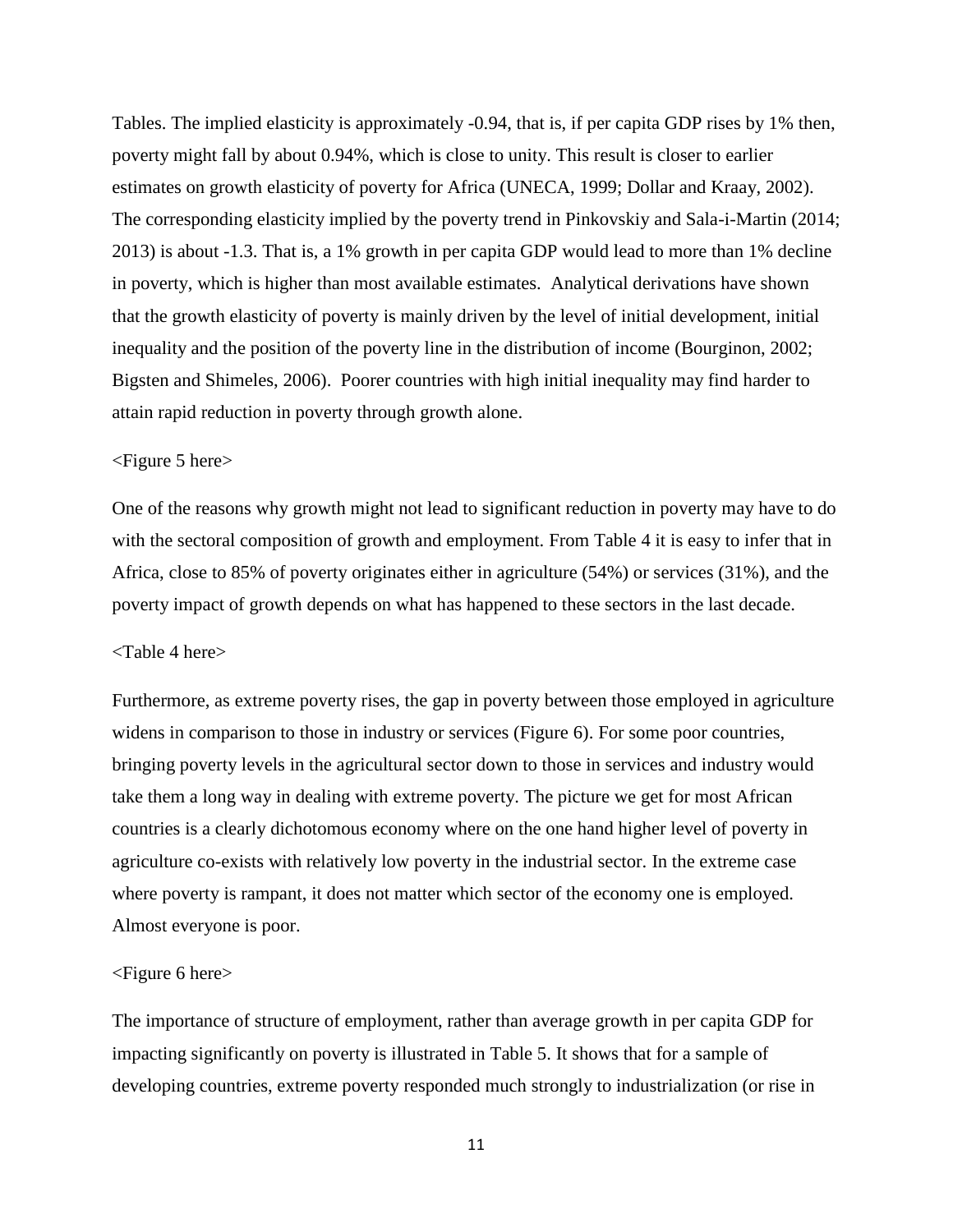Tables. The implied elasticity is approximately -0.94, that is, if per capita GDP rises by 1% then, poverty might fall by about 0.94%, which is close to unity. This result is closer to earlier estimates on growth elasticity of poverty for Africa (UNECA, 1999; Dollar and Kraay, 2002). The corresponding elasticity implied by the poverty trend in Pinkovskiy and Sala-i-Martin (2014; 2013) is about -1.3. That is, a 1% growth in per capita GDP would lead to more than 1% decline in poverty, which is higher than most available estimates. Analytical derivations have shown that the growth elasticity of poverty is mainly driven by the level of initial development, initial inequality and the position of the poverty line in the distribution of income (Bourginon, 2002; Bigsten and Shimeles, 2006). Poorer countries with high initial inequality may find harder to attain rapid reduction in poverty through growth alone.

<Figure 5 here>

One of the reasons why growth might not lead to significant reduction in poverty may have to do with the sectoral composition of growth and employment. From Table 4 it is easy to infer that in Africa, close to 85% of poverty originates either in agriculture (54%) or services (31%), and the poverty impact of growth depends on what has happened to these sectors in the last decade.

<Table 4 here>

Furthermore, as extreme poverty rises, the gap in poverty between those employed in agriculture widens in comparison to those in industry or services (Figure 6). For some poor countries, bringing poverty levels in the agricultural sector down to those in services and industry would take them a long way in dealing with extreme poverty. The picture we get for most African countries is a clearly dichotomous economy where on the one hand higher level of poverty in agriculture co-exists with relatively low poverty in the industrial sector. In the extreme case where poverty is rampant, it does not matter which sector of the economy one is employed. Almost everyone is poor.

<Figure 6 here>

The importance of structure of employment, rather than average growth in per capita GDP for impacting significantly on poverty is illustrated in Table 5. It shows that for a sample of developing countries, extreme poverty responded much strongly to industrialization (or rise in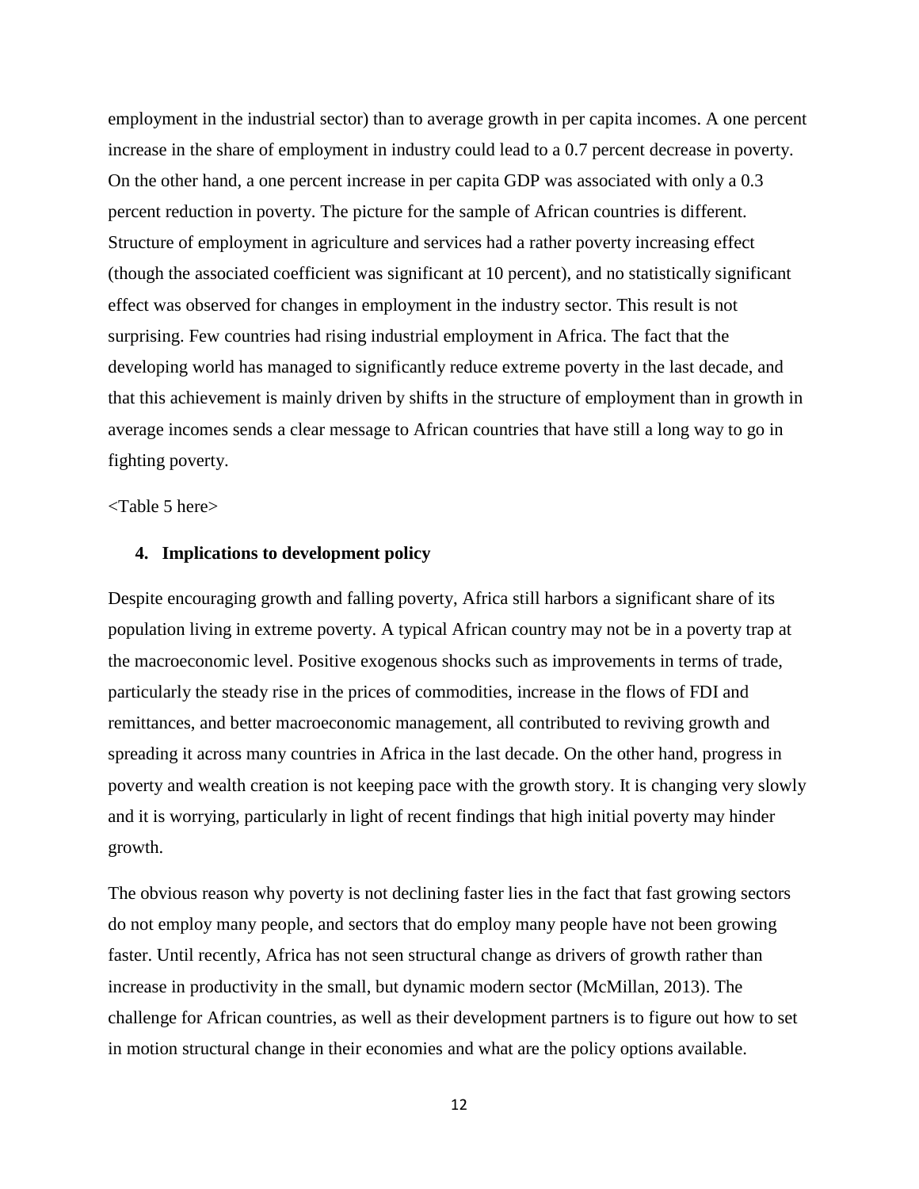employment in the industrial sector) than to average growth in per capita incomes. A one percent increase in the share of employment in industry could lead to a 0.7 percent decrease in poverty. On the other hand, a one percent increase in per capita GDP was associated with only a 0.3 percent reduction in poverty. The picture for the sample of African countries is different. Structure of employment in agriculture and services had a rather poverty increasing effect (though the associated coefficient was significant at 10 percent), and no statistically significant effect was observed for changes in employment in the industry sector. This result is not surprising. Few countries had rising industrial employment in Africa. The fact that the developing world has managed to significantly reduce extreme poverty in the last decade, and that this achievement is mainly driven by shifts in the structure of employment than in growth in average incomes sends a clear message to African countries that have still a long way to go in fighting poverty.

<Table 5 here>

## 4. Implications to development policy

Despite encouraging growth and falling poverty, Africa still harbors a significant share of its population living in extreme poverty. A typical African country may not be in a poverty trap at the macroeconomic level. Positive exogenous shocks such as improvements in terms of trade, particularly the steady rise in the prices of commodities, increase in the flows of FDI and remittances, and better macroeconomic management, all contributed to reviving growth and spreading it across many countries in Africa in the last decade. On the other hand, progress in poverty and wealth creation is not keeping pace with the growth story. It is changing very slowly and it is worrying, particularly in light of recent findings that high initial poverty may hinder growth.

The obvious reason why poverty is not declining faster lies in the fact that fast growing sectors do not employ many people, and sectors that do employ many people have not been growing faster. Until recently, Africa has not seen structural change as drivers of growth rather than increase in productivity in the small, but dynamic modern sector (McMillan, 2013). The challenge for African countries, as well as their development partners is to figure out how to set in motion structural change in their economies and what are the policy options available.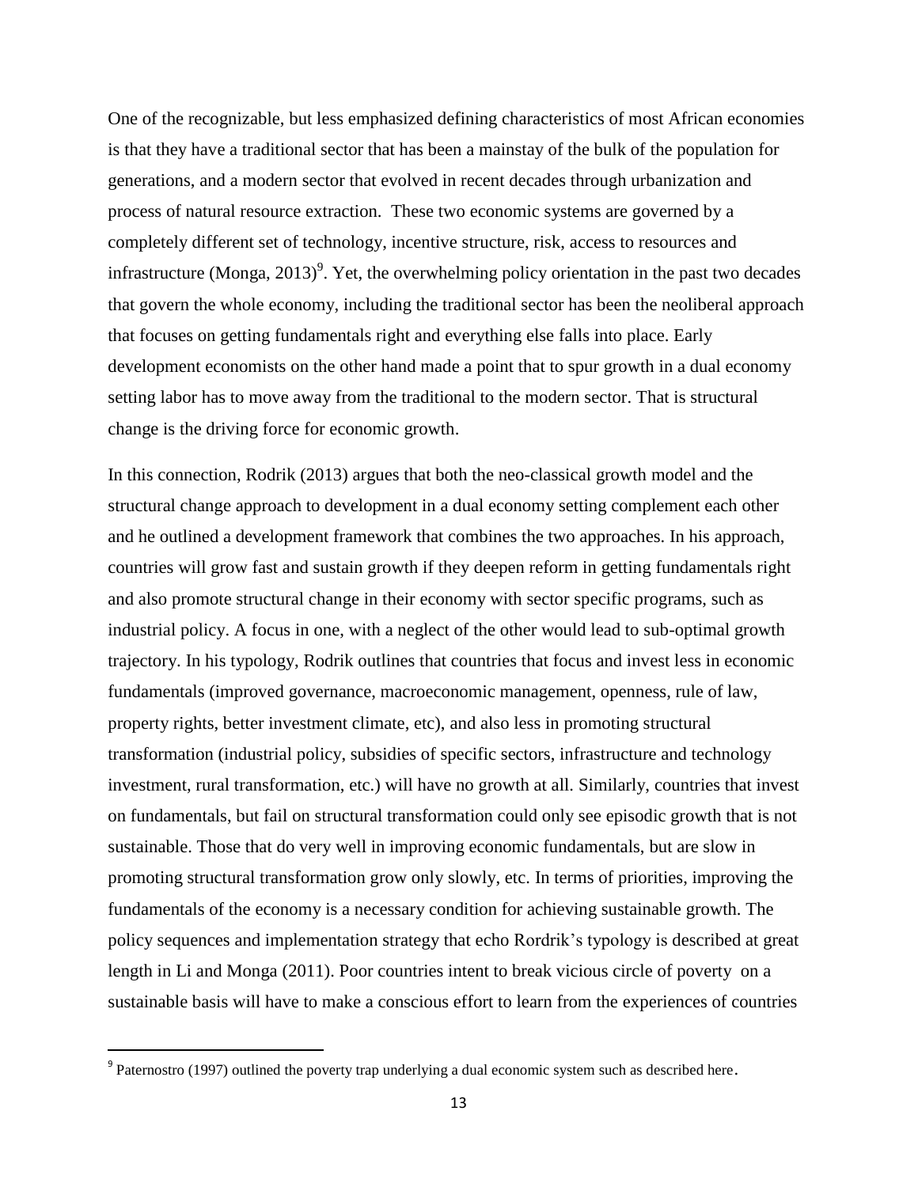One of the recognizable, but less emphasized defining characteristics of most African economies is that they have a traditional sector that has been a mainstay of the bulk of the population for generations, and a modern sector that evolved in recent decades through urbanization and process of natural resource extraction. These two economic systems are governed by a completely different set of technology, incentive structure, risk, access to resources and infrastructure (Monga, 2013)[9]. Yet, the overwhelming policy orientation in the past two decades that govern the whole economy, including the traditional sector has been the neoliberal approach that focuses on getting fundamentals right and everything else falls into place. Early development economists on the other hand made a point that to spur growth in a dual economy setting labor has to move away from the traditional to the modern sector. That is structural change is the driving force for economic growth.

In this connection, Rodrik (2013) argues that both the neo-classical growth model and the structural change approach to development in a dual economy setting complement each other and he outlined a development framework that combines the two approaches. In his approach, countries will grow fast and sustain growth if they deepen reform in getting fundamentals right and also promote structural change in their economy with sector specific programs, such as industrial policy. A focus in one, with a neglect of the other would lead to sub-optimal growth trajectory. In his typology, Rodrik outlines that countries that focus and invest less in economic fundamentals (improved governance, macroeconomic management, openness, rule of law, property rights, better investment climate, etc), and also less in promoting structural transformation (industrial policy, subsidies of specific sectors, infrastructure and technology investment, rural transformation, etc.) will have no growth at all. Similarly, countries that invest on fundamentals, but fail on structural transformation could only see episodic growth that is not sustainable. Those that do very well in improving economic fundamentals, but are slow in promoting structural transformation grow only slowly, etc. In terms of priorities, improving the fundamentals of the economy is a necessary condition for achieving sustainable growth. The policy sequences and implementation strategy that echo Rordrik's typology is described at great length in Li and Monga (2011). Poor countries intent to break vicious circle of poverty on a sustainable basis will have to make a conscious effort to learn from the experiences of countries

[9] Paternostro (1997) outlined the poverty trap underlying a dual economic system such as described here.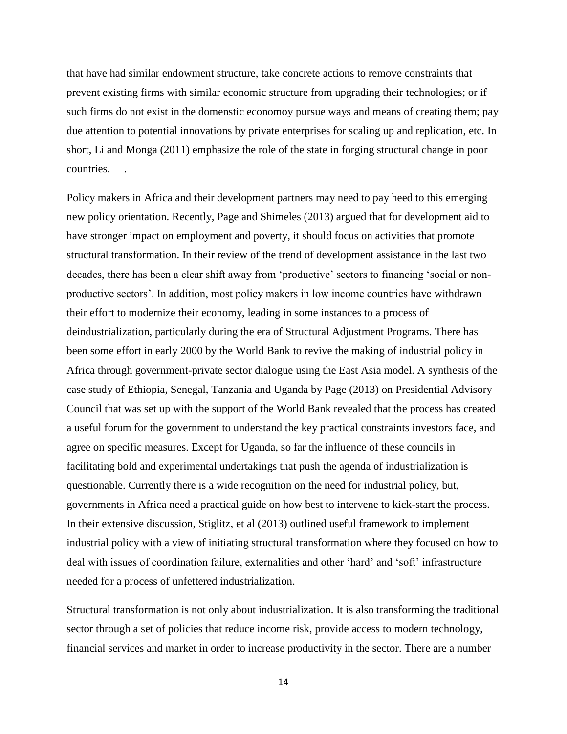that have had similar endowment structure, take concrete actions to remove constraints that prevent existing firms with similar economic structure from upgrading their technologies; or if such firms do not exist in the domenstic economoy pursue ways and means of creating them; pay due attention to potential innovations by private enterprises for scaling up and replication, etc. In short, Li and Monga (2011) emphasize the role of the state in forging structural change in poor countries. .

Policy makers in Africa and their development partners may need to pay heed to this emerging new policy orientation. Recently, Page and Shimeles (2013) argued that for development aid to have stronger impact on employment and poverty, it should focus on activities that promote structural transformation. In their review of the trend of development assistance in the last two decades, there has been a clear shift away from 'productive' sectors to financing 'social or non-productive sectors'. In addition, most policy makers in low income countries have withdrawn their effort to modernize their economy, leading in some instances to a process of deindustrialization, particularly during the era of Structural Adjustment Programs. There has been some effort in early 2000 by the World Bank to revive the making of industrial policy in Africa through government-private sector dialogue using the East Asia model. A synthesis of the case study of Ethiopia, Senegal, Tanzania and Uganda by Page (2013) on Presidential Advisory Council that was set up with the support of the World Bank revealed that the process has created a useful forum for the government to understand the key practical constraints investors face, and agree on specific measures. Except for Uganda, so far the influence of these councils in facilitating bold and experimental undertakings that push the agenda of industrialization is questionable. Currently there is a wide recognition on the need for industrial policy, but, governments in Africa need a practical guide on how best to intervene to kick-start the process. In their extensive discussion, Stiglitz, et al (2013) outlined useful framework to implement industrial policy with a view of initiating structural transformation where they focused on how to deal with issues of coordination failure, externalities and other 'hard' and 'soft' infrastructure needed for a process of unfettered industrialization.

Structural transformation is not only about industrialization. It is also transforming the traditional sector through a set of policies that reduce income risk, provide access to modern technology, financial services and market in order to increase productivity in the sector. There are a number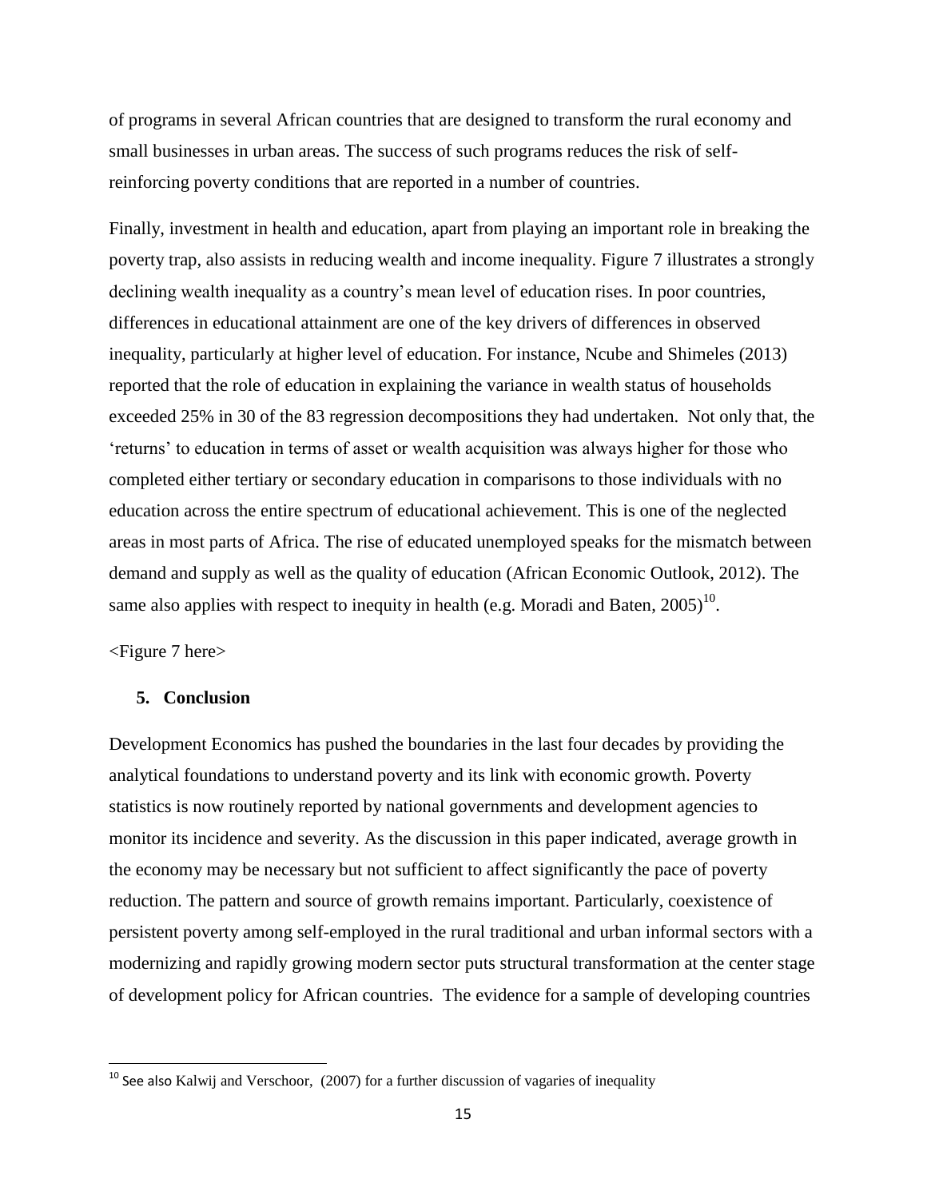of programs in several African countries that are designed to transform the rural economy and small businesses in urban areas. The success of such programs reduces the risk of self-reinforcing poverty conditions that are reported in a number of countries.

Finally, investment in health and education, apart from playing an important role in breaking the poverty trap, also assists in reducing wealth and income inequality. Figure 7 illustrates a strongly declining wealth inequality as a country's mean level of education rises. In poor countries, differences in educational attainment are one of the key drivers of differences in observed inequality, particularly at higher level of education. For instance, Ncube and Shimeles (2013) reported that the role of education in explaining the variance in wealth status of households exceeded 25% in 30 of the 83 regression decompositions they had undertaken. Not only that, the 'returns' to education in terms of asset or wealth acquisition was always higher for those who completed either tertiary or secondary education in comparisons to those individuals with no education across the entire spectrum of educational achievement. This is one of the neglected areas in most parts of Africa. The rise of educated unemployed speaks for the mismatch between demand and supply as well as the quality of education (African Economic Outlook, 2012). The same also applies with respect to inequity in health (e.g. Moradi and Baten, 2005)[10].

<Figure 7 here>

## 5. Conclusion

Development Economics has pushed the boundaries in the last four decades by providing the analytical foundations to understand poverty and its link with economic growth. Poverty statistics is now routinely reported by national governments and development agencies to monitor its incidence and severity. As the discussion in this paper indicated, average growth in the economy may be necessary but not sufficient to affect significantly the pace of poverty reduction. The pattern and source of growth remains important. Particularly, coexistence of persistent poverty among self-employed in the rural traditional and urban informal sectors with a modernizing and rapidly growing modern sector puts structural transformation at the center stage of development policy for African countries. The evidence for a sample of developing countries

---

[10] See also Kalwij and Verschoor, (2007) for a further discussion of vagaries of inequality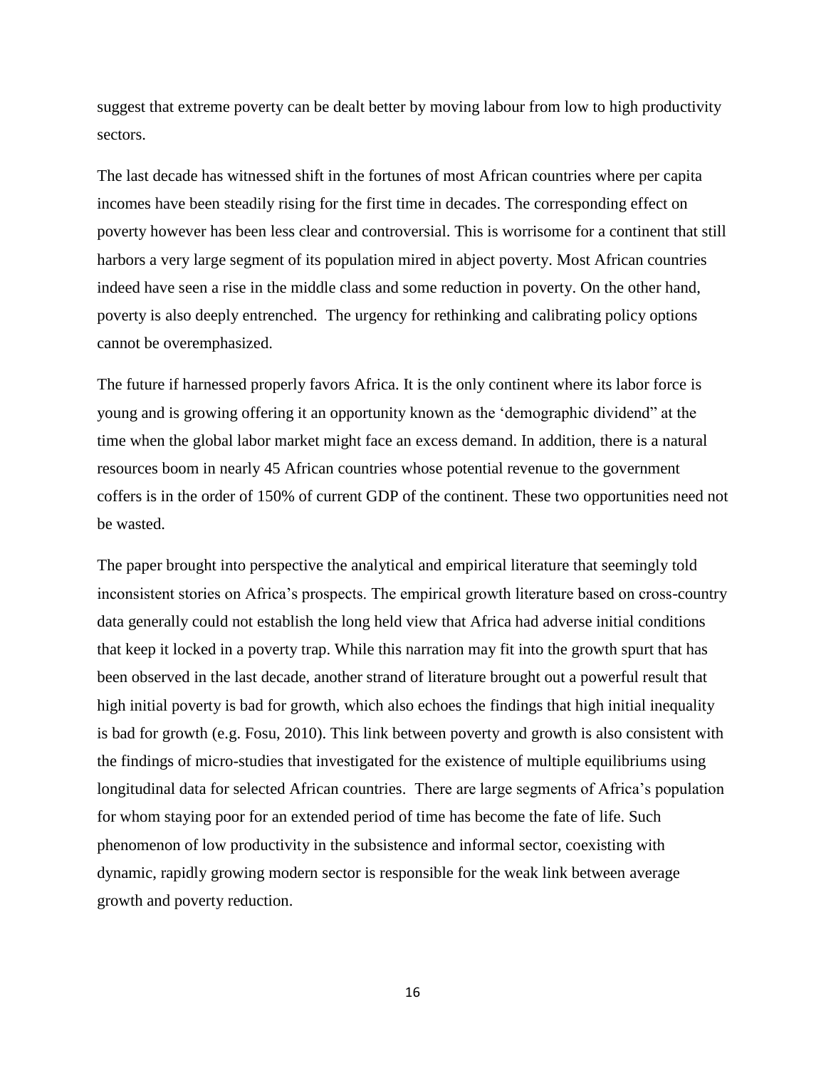suggest that extreme poverty can be dealt better by moving labour from low to high productivity sectors.

The last decade has witnessed shift in the fortunes of most African countries where per capita incomes have been steadily rising for the first time in decades. The corresponding effect on poverty however has been less clear and controversial. This is worrisome for a continent that still harbors a very large segment of its population mired in abject poverty. Most African countries indeed have seen a rise in the middle class and some reduction in poverty. On the other hand, poverty is also deeply entrenched. The urgency for rethinking and calibrating policy options cannot be overemphasized.

The future if harnessed properly favors Africa. It is the only continent where its labor force is young and is growing offering it an opportunity known as the 'demographic dividend" at the time when the global labor market might face an excess demand. In addition, there is a natural resources boom in nearly 45 African countries whose potential revenue to the government coffers is in the order of 150% of current GDP of the continent. These two opportunities need not be wasted.

The paper brought into perspective the analytical and empirical literature that seemingly told inconsistent stories on Africa's prospects. The empirical growth literature based on cross-country data generally could not establish the long held view that Africa had adverse initial conditions that keep it locked in a poverty trap. While this narration may fit into the growth spurt that has been observed in the last decade, another strand of literature brought out a powerful result that high initial poverty is bad for growth, which also echoes the findings that high initial inequality is bad for growth (e.g. Fosu, 2010). This link between poverty and growth is also consistent with the findings of micro-studies that investigated for the existence of multiple equilibriums using longitudinal data for selected African countries. There are large segments of Africa's population for whom staying poor for an extended period of time has become the fate of life. Such phenomenon of low productivity in the subsistence and informal sector, coexisting with dynamic, rapidly growing modern sector is responsible for the weak link between average growth and poverty reduction.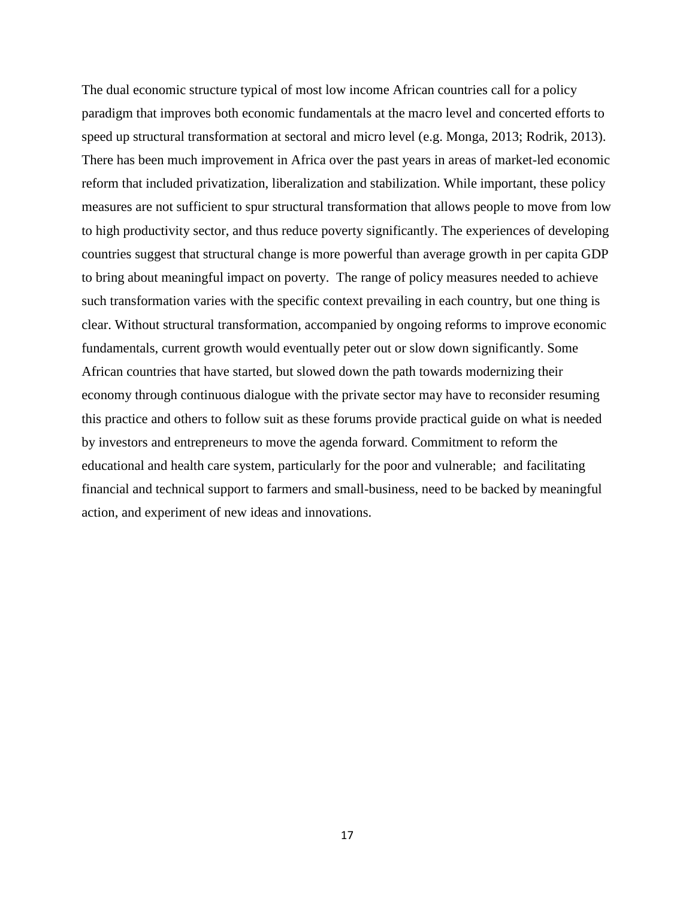The dual economic structure typical of most low income African countries call for a policy paradigm that improves both economic fundamentals at the macro level and concerted efforts to speed up structural transformation at sectoral and micro level (e.g. Monga, 2013; Rodrik, 2013). There has been much improvement in Africa over the past years in areas of market-led economic reform that included privatization, liberalization and stabilization. While important, these policy measures are not sufficient to spur structural transformation that allows people to move from low to high productivity sector, and thus reduce poverty significantly. The experiences of developing countries suggest that structural change is more powerful than average growth in per capita GDP to bring about meaningful impact on poverty. The range of policy measures needed to achieve such transformation varies with the specific context prevailing in each country, but one thing is clear. Without structural transformation, accompanied by ongoing reforms to improve economic fundamentals, current growth would eventually peter out or slow down significantly. Some African countries that have started, but slowed down the path towards modernizing their economy through continuous dialogue with the private sector may have to reconsider resuming this practice and others to follow suit as these forums provide practical guide on what is needed by investors and entrepreneurs to move the agenda forward. Commitment to reform the educational and health care system, particularly for the poor and vulnerable; and facilitating financial and technical support to farmers and small-business, need to be backed by meaningful action, and experiment of new ideas and innovations.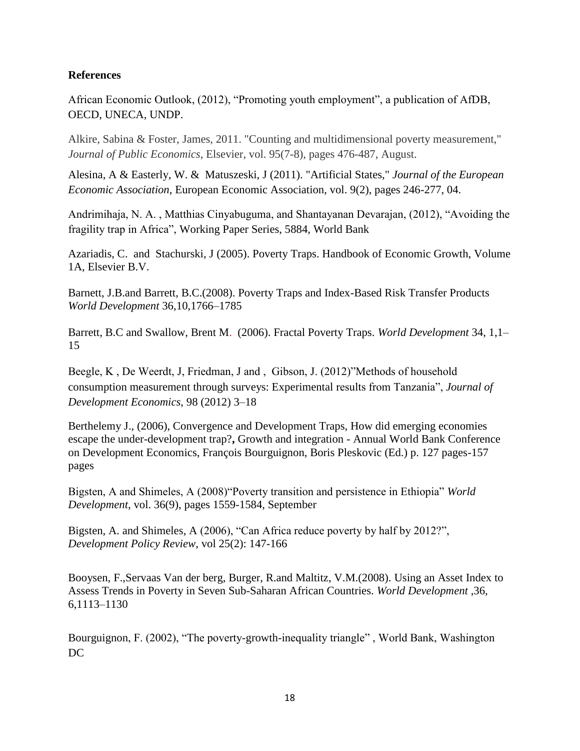**References**

African Economic Outlook, (2012), "Promoting youth employment", a publication of AfDB, OECD, UNECA, UNDP.

Alkire, Sabina & Foster, James, 2011. "Counting and multidimensional poverty measurement," *Journal of Public Economics*, Elsevier, vol. 95(7-8), pages 476-487, August.

Alesina, A & Easterly, W. & Matuszeski, J (2011). "Artificial States," *Journal of the European Economic Association*, European Economic Association, vol. 9(2), pages 246-277, 04.

Andrimihaja, N. A. , Matthias Cinyabuguma, and Shantayanan Devarajan, (2012), "Avoiding the fragility trap in Africa", Working Paper Series, 5884, World Bank

Azariadis, C. and Stachurski, J (2005). Poverty Traps. Handbook of Economic Growth, Volume 1A, Elsevier B.V.

Barnett, J.B.and Barrett, B.C.(2008). Poverty Traps and Index-Based Risk Transfer Products *World Development* 36,10,1766–1785

Barrett, B.C and Swallow, Brent M. (2006). Fractal Poverty Traps. *World Development* 34, 1,1–15

Beegle, K , De Weerdt, J, Friedman, J and , Gibson, J. (2012)"Methods of household consumption measurement through surveys: Experimental results from Tanzania", *Journal of Development Economics*, 98 (2012) 3–18

Berthelemy J., (2006), Convergence and Development Traps, How did emerging economies escape the under-development trap?**,** Growth and integration - Annual World Bank Conference on Development Economics, François Bourguignon, Boris Pleskovic (Ed.) p. 127 pages-157 pages

Bigsten, A and Shimeles, A (2008)"Poverty transition and persistence in Ethiopia" *World Development*, vol. 36(9), pages 1559-1584, September

Bigsten, A. and Shimeles, A (2006), "Can Africa reduce poverty by half by 2012?", *Development Policy Review*, vol 25(2): 147-166

Booysen, F.,Servaas Van der berg, Burger, R.and Maltitz, V.M.(2008). Using an Asset Index to Assess Trends in Poverty in Seven Sub-Saharan African Countries. *World Development* ,36, 6,1113–1130

Bourguignon, F. (2002), "The poverty-growth-inequality triangle" , World Bank, Washington DC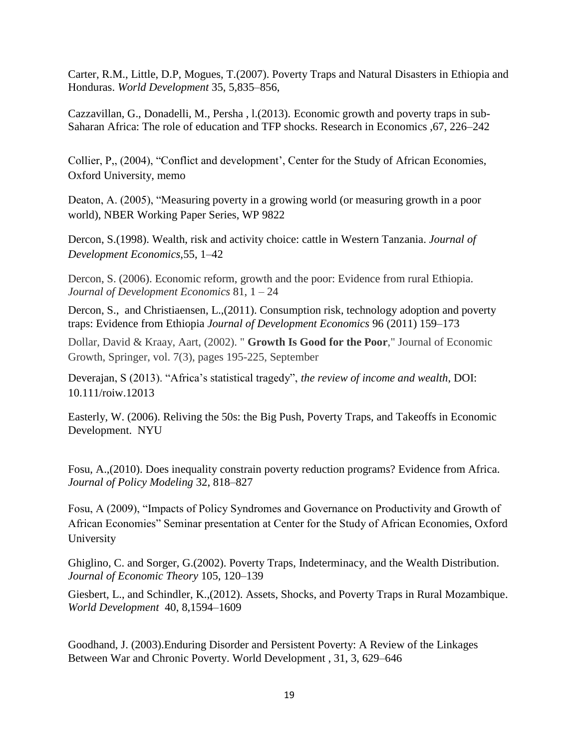Carter, R.M., Little, D.P, Mogues, T.(2007). Poverty Traps and Natural Disasters in Ethiopia and Honduras. *World Development* 35, 5,835–856,

Cazzavillan, G., Donadelli, M., Persha , l.(2013). Economic growth and poverty traps in sub-Saharan Africa: The role of education and TFP shocks. Research in Economics ,67, 226–242

Collier, P,, (2004), "Conflict and development', Center for the Study of African Economies, Oxford University, memo

Deaton, A. (2005), "Measuring poverty in a growing world (or measuring growth in a poor world), NBER Working Paper Series, WP 9822

Dercon, S.(1998). Wealth, risk and activity choice: cattle in Western Tanzania. *Journal of Development Economics*,55, 1–42

Dercon, S. (2006). Economic reform, growth and the poor: Evidence from rural Ethiopia. *Journal of Development Economics* 81, 1 – 24

Dercon, S., and Christiaensen, L.,(2011). Consumption risk, technology adoption and poverty traps: Evidence from Ethiopia *Journal of Development Economics* 96 (2011) 159–173

Dollar, David & Kraay, Aart, (2002). " **Growth Is Good for the Poor**," Journal of Economic Growth, Springer, vol. 7(3), pages 195-225, September

Deverajan, S (2013). "Africa's statistical tragedy", *the review of income and wealth*, DOI: 10.111/roiw.12013

Easterly, W. (2006). Reliving the 50s: the Big Push, Poverty Traps, and Takeoffs in Economic Development. NYU

Fosu, A.,(2010). Does inequality constrain poverty reduction programs? Evidence from Africa. *Journal of Policy Modeling* 32, 818–827

Fosu, A (2009), "Impacts of Policy Syndromes and Governance on Productivity and Growth of African Economies" Seminar presentation at Center for the Study of African Economies, Oxford University

Ghiglino, C. and Sorger, G.(2002). Poverty Traps, Indeterminacy, and the Wealth Distribution. *Journal of Economic Theory* 105, 120–139

Giesbert, L., and Schindler, K.,(2012). Assets, Shocks, and Poverty Traps in Rural Mozambique. *World Development* 40, 8,1594–1609

Goodhand, J. (2003).Enduring Disorder and Persistent Poverty: A Review of the Linkages Between War and Chronic Poverty. World Development , 31, 3, 629–646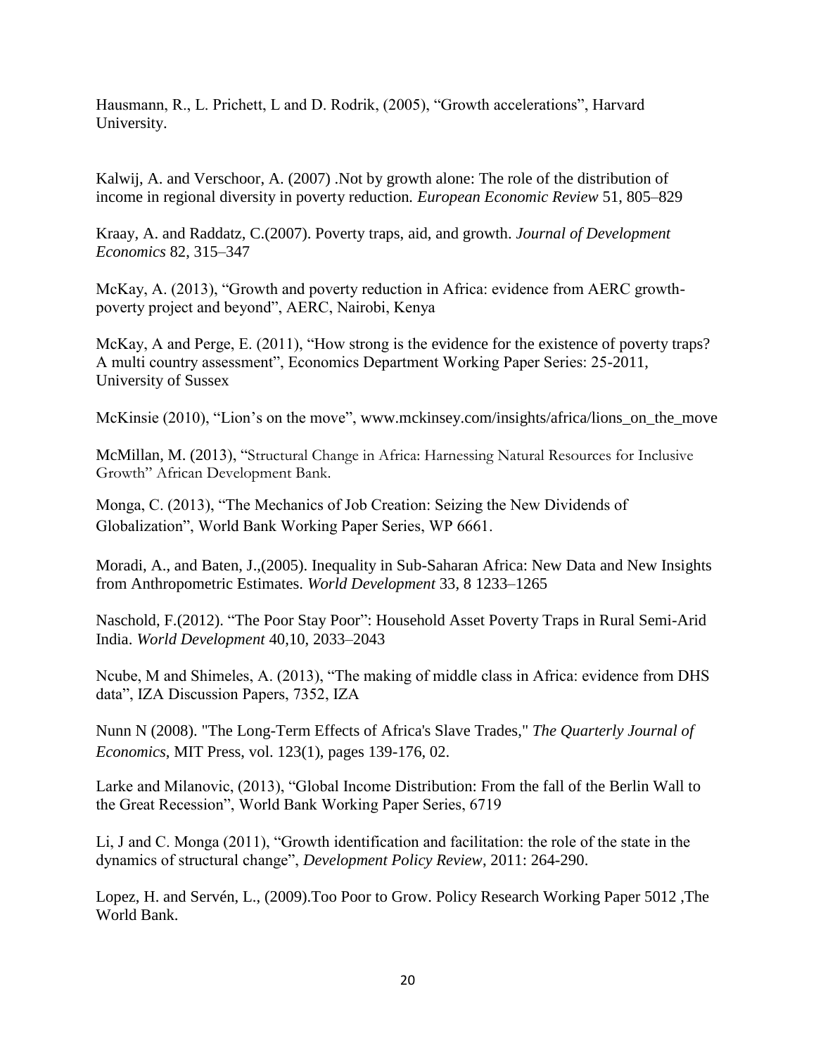Hausmann, R., L. Prichett, L and D. Rodrik, (2005), "Growth accelerations", Harvard University.

Kalwij, A. and Verschoor, A. (2007) .Not by growth alone: The role of the distribution of income in regional diversity in poverty reduction. *European Economic Review* 51, 805–829

Kraay, A. and Raddatz, C.(2007). Poverty traps, aid, and growth. *Journal of Development Economics* 82, 315–347

McKay, A. (2013), "Growth and poverty reduction in Africa: evidence from AERC growth-poverty project and beyond", AERC, Nairobi, Kenya

McKay, A and Perge, E. (2011), "How strong is the evidence for the existence of poverty traps? A multi country assessment", Economics Department Working Paper Series: 25-2011, University of Sussex

McKinsie (2010), "Lion's on the move", www.mckinsey.com/insights/africa/lions_on_the_move

McMillan, M. (2013), "Structural Change in Africa: Harnessing Natural Resources for Inclusive Growth" African Development Bank.

Monga, C. (2013), "The Mechanics of Job Creation: Seizing the New Dividends of Globalization", World Bank Working Paper Series, WP 6661.

Moradi, A., and Baten, J.,(2005). Inequality in Sub-Saharan Africa: New Data and New Insights from Anthropometric Estimates. *World Development* 33, 8 1233–1265

Naschold, F.(2012). "The Poor Stay Poor": Household Asset Poverty Traps in Rural Semi-Arid India. *World Development* 40,10, 2033–2043

Ncube, M and Shimeles, A. (2013), "The making of middle class in Africa: evidence from DHS data", IZA Discussion Papers, 7352, IZA

Nunn N (2008). "The Long-Term Effects of Africa's Slave Trades," *The Quarterly Journal of Economics*, MIT Press, vol. 123(1), pages 139-176, 02.

Larke and Milanovic, (2013), "Global Income Distribution: From the fall of the Berlin Wall to the Great Recession", World Bank Working Paper Series, 6719

Li, J and C. Monga (2011), "Growth identification and facilitation: the role of the state in the dynamics of structural change", *Development Policy Review*, 2011: 264-290.

Lopez, H. and Servén, L., (2009).Too Poor to Grow. Policy Research Working Paper 5012 ,The World Bank.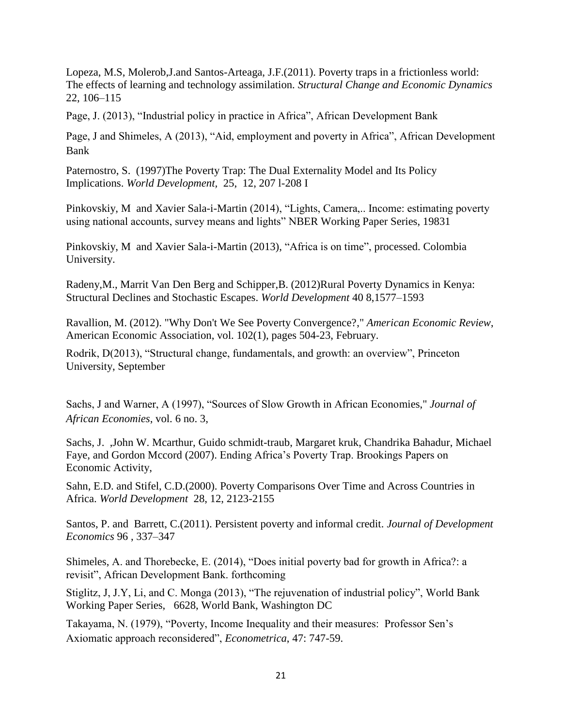Lopeza, M.S, Molerob,J.and Santos-Arteaga, J.F.(2011). Poverty traps in a frictionless world: The effects of learning and technology assimilation. *Structural Change and Economic Dynamics* 22, 106–115

Page, J. (2013), "Industrial policy in practice in Africa", African Development Bank

Page, J and Shimeles, A (2013), "Aid, employment and poverty in Africa", African Development Bank

Paternostro, S. (1997)The Poverty Trap: The Dual Externality Model and Its Policy Implications. *World Development,* 25, 12, 207 l-208 I

Pinkovskiy, M and Xavier Sala-i-Martin (2014), "Lights, Camera,.. Income: estimating poverty using national accounts, survey means and lights" NBER Working Paper Series, 19831

Pinkovskiy, M and Xavier Sala-i-Martin (2013), "Africa is on time", processed. Colombia University.

Radeny,M., Marrit Van Den Berg and Schipper,B. (2012)Rural Poverty Dynamics in Kenya: Structural Declines and Stochastic Escapes. *World Development* 40 8,1577–1593

Ravallion, M. (2012). "Why Don't We See Poverty Convergence?," *American Economic Review*, American Economic Association, vol. 102(1), pages 504-23, February.

Rodrik, D(2013), "Structural change, fundamentals, and growth: an overview", Princeton University, September

Sachs, J and Warner, A (1997), "Sources of Slow Growth in African Economies," *Journal of African Economies*, vol. 6 no. 3,

Sachs, J. ,John W. Mcarthur, Guido schmidt-traub, Margaret kruk, Chandrika Bahadur, Michael Faye, and Gordon Mccord (2007). Ending Africa's Poverty Trap. Brookings Papers on Economic Activity,

Sahn, E.D. and Stifel, C.D.(2000). Poverty Comparisons Over Time and Across Countries in Africa. *World Development* 28, 12, 2123-2155

Santos, P. and Barrett, C.(2011). Persistent poverty and informal credit. *Journal of Development Economics* 96 , 337–347

Shimeles, A. and Thorebecke, E. (2014), "Does initial poverty bad for growth in Africa?: a revisit", African Development Bank. forthcoming

Stiglitz, J, J.Y, Li, and C. Monga (2013), "The rejuvenation of industrial policy", World Bank Working Paper Series, 6628, World Bank, Washington DC

Takayama, N. (1979), "Poverty, Income Inequality and their measures: Professor Sen's Axiomatic approach reconsidered", *Econometrica*, 47: 747-59.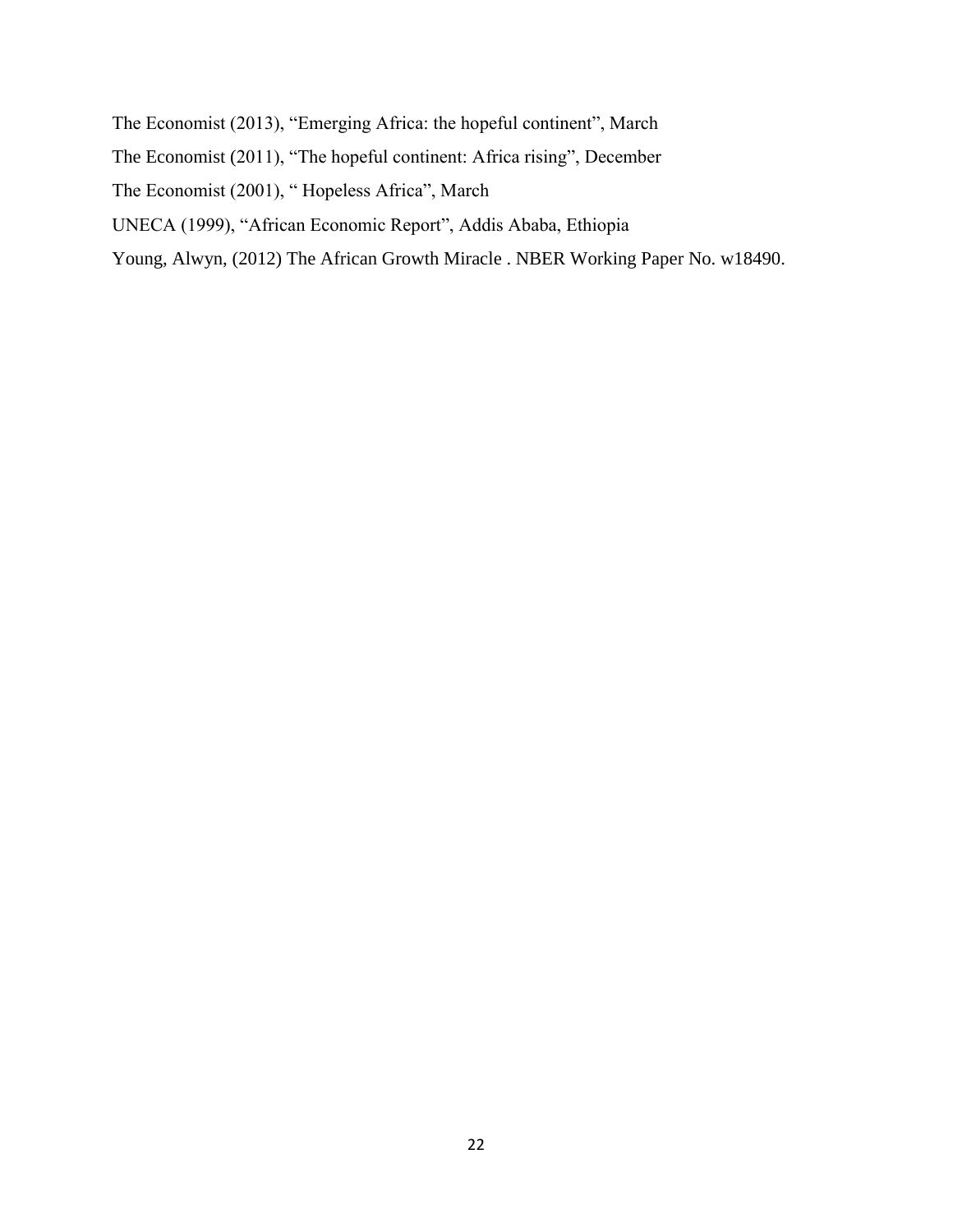The Economist (2013), "Emerging Africa: the hopeful continent", March

The Economist (2011), "The hopeful continent: Africa rising", December

The Economist (2001), " Hopeless Africa", March

UNECA (1999), "African Economic Report", Addis Ababa, Ethiopia

Young, Alwyn, (2012) The African Growth Miracle . NBER Working Paper No. w18490.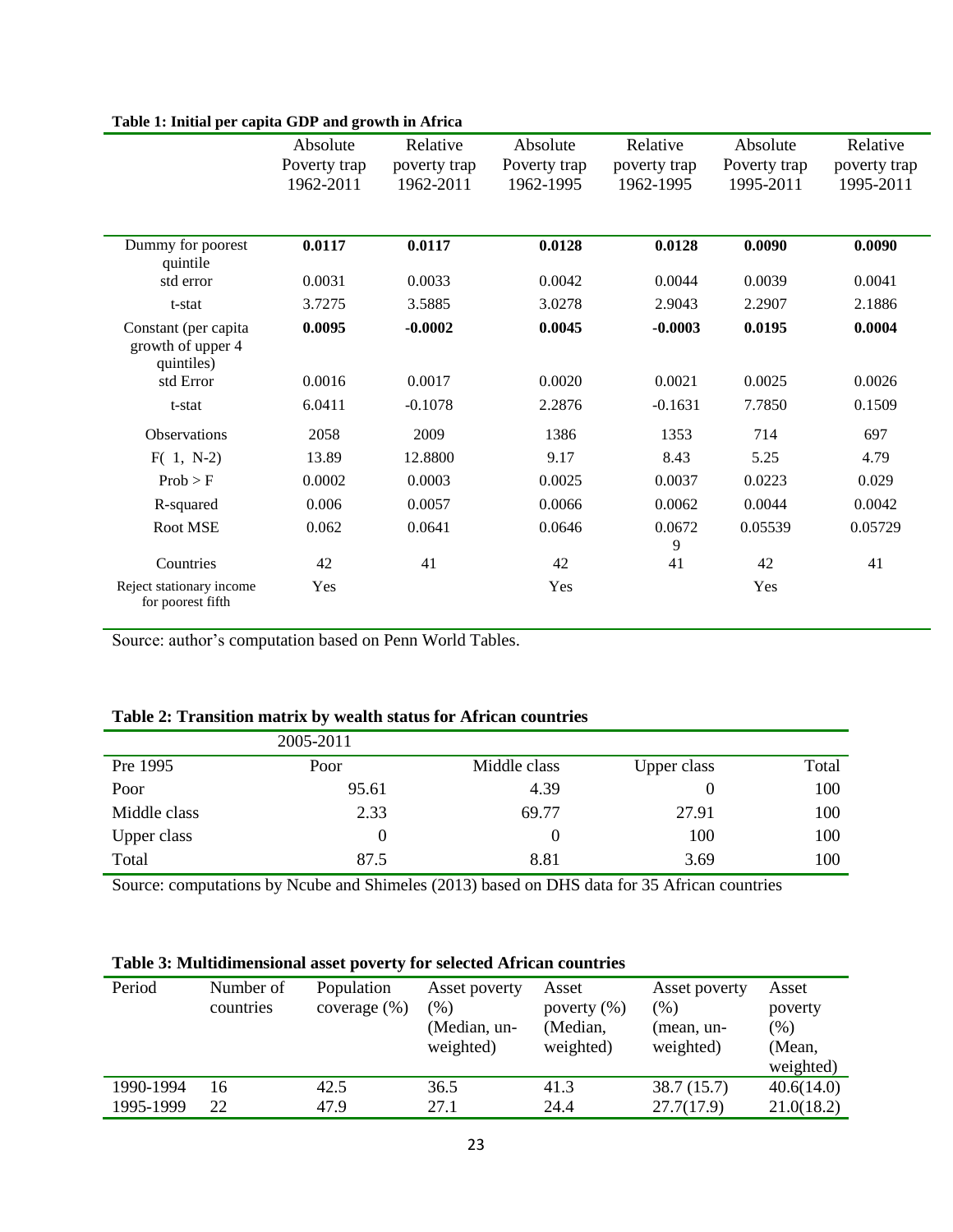**Table 1: Initial per capita GDP and growth in Africa**

| | Absolute Poverty trap 1962-2011 | Relative poverty trap 1962-2011 | Absolute Poverty trap 1962-1995 | Relative poverty trap 1962-1995 | Absolute Poverty trap 1995-2011 | Relative poverty trap 1995-2011 |
|---|---|---|---|---|---|---|
| Dummy for poorest quintile | **0.0117** | **0.0117** | **0.0128** | **0.0128** | **0.0090** | **0.0090** |
| std error | 0.0031 | 0.0033 | 0.0042 | 0.0044 | 0.0039 | 0.0041 |
| t-stat | 3.7275 | 3.5885 | 3.0278 | 2.9043 | 2.2907 | 2.1886 |
| Constant (per capita growth of upper 4 quintiles) | **0.0095** | **-0.0002** | **0.0045** | **-0.0003** | **0.0195** | **0.0004** |
| std Error | 0.0016 | 0.0017 | 0.0020 | 0.0021 | 0.0025 | 0.0026 |
| t-stat | 6.0411 | -0.1078 | 2.2876 | -0.1631 | 7.7850 | 0.1509 |
| Observations | 2058 | 2009 | 1386 | 1353 | 714 | 697 |
| F( 1, N-2) | 13.89 | 12.8800 | 9.17 | 8.43 | 5.25 | 4.79 |
| Prob > F | 0.0002 | 0.0003 | 0.0025 | 0.0037 | 0.0223 | 0.029 |
| R-squared | 0.006 | 0.0057 | 0.0066 | 0.0062 | 0.0044 | 0.0042 |
| Root MSE | 0.062 | 0.0641 | 0.0646 | 0.06729 | 0.05539 | 0.05729 |
| Countries | 42 | 41 | 42 | 41 | 42 | 41 |
| Reject stationary income for poorest fifth | Yes | | Yes | | Yes | |

Source: author's computation based on Penn World Tables.

**Table 2: Transition matrix by wealth status for African countries**

| | 2005-2011 | | | |
|---|---|---|---|---|
| Pre 1995 | Poor | Middle class | Upper class | Total |
| Poor | 95.61 | 4.39 | 0 | 100 |
| Middle class | 2.33 | 69.77 | 27.91 | 100 |
| Upper class | 0 | 0 | 100 | 100 |
| Total | 87.5 | 8.81 | 3.69 | 100 |

Source: computations by Ncube and Shimeles (2013) based on DHS data for 35 African countries

**Table 3: Multidimensional asset poverty for selected African countries**

| Period | Number of countries | Population coverage (%) | Asset poverty (%) (Median, un-weighted) | Asset poverty (%) (Median, weighted) | Asset poverty (%) (mean, un-weighted) | Asset poverty (%) (Mean, weighted) |
|---|---|---|---|---|---|---|
| 1990-1994 | 16 | 42.5 | 36.5 | 41.3 | 38.7 (15.7) | 40.6(14.0) |
| 1995-1999 | 22 | 47.9 | 27.1 | 24.4 | 27.7(17.9) | 21.0(18.2) |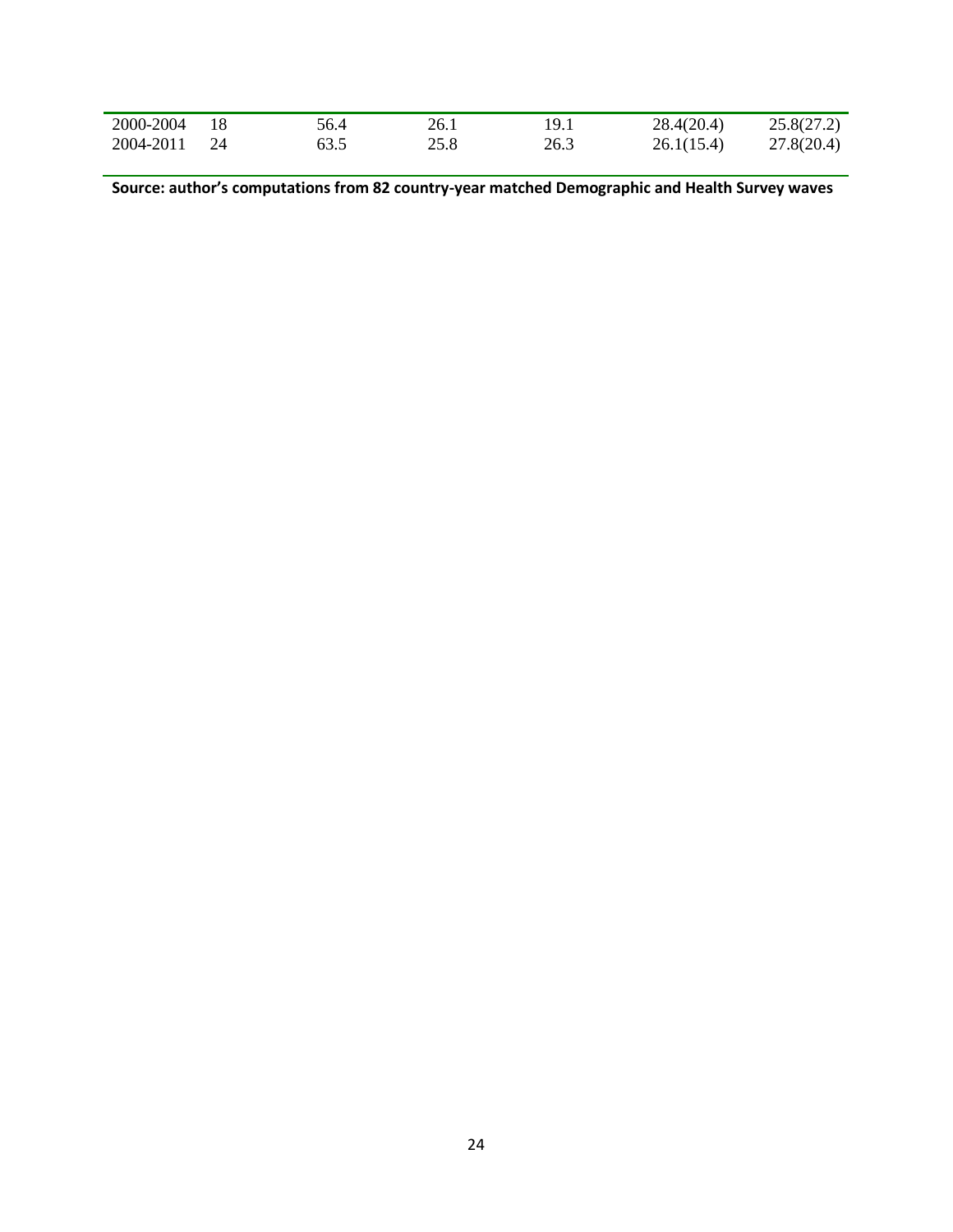| | | | | | | |
|---|---|---|---|---|---|---|
| 2000-2004 | 18 | 56.4 | 26.1 | 19.1 | 28.4(20.4) | 25.8(27.2) |
| 2004-2011 | 24 | 63.5 | 25.8 | 26.3 | 26.1(15.4) | 27.8(20.4) |

**Source: author's computations from 82 country-year matched Demographic and Health Survey waves**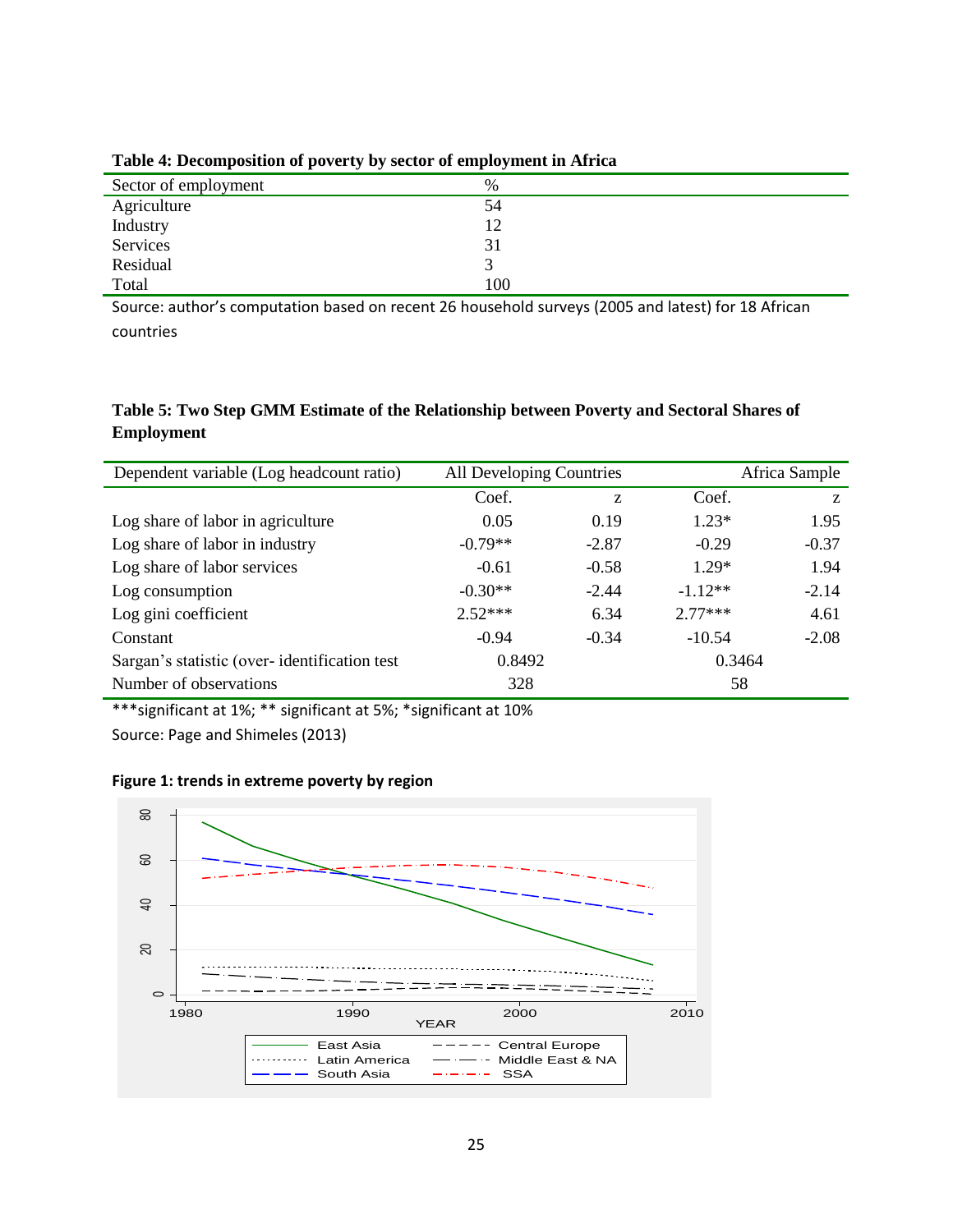**Table 4: Decomposition of poverty by sector of employment in Africa**

| Sector of employment | % |
|---|---|
| Agriculture | 54 |
| Industry | 12 |
| Services | 31 |
| Residual | 3 |
| Total | 100 |

Source: author's computation based on recent 26 household surveys (2005 and latest) for 18 African countries

**Table 5: Two Step GMM Estimate of the Relationship between Poverty and Sectoral Shares of Employment**

| Dependent variable (Log headcount ratio) | All Developing Countries | | Africa Sample | |
|---|---|---|---|---|
| | Coef. | z | Coef. | z |
| Log share of labor in agriculture | 0.05 | 0.19 | 1.23* | 1.95 |
| Log share of labor in industry | -0.79** | -2.87 | -0.29 | -0.37 |
| Log share of labor services | -0.61 | -0.58 | 1.29* | 1.94 |
| Log consumption | -0.30** | -2.44 | -1.12** | -2.14 |
| Log gini coefficient | 2.52*** | 6.34 | 2.77*** | 4.61 |
| Constant | -0.94 | -0.34 | -10.54 | -2.08 |
| Sargan's statistic (over- identification test | 0.8492 | | 0.3464 | |
| Number of observations | 328 | | 58 | |

***significant at 1%; ** significant at 5%; *significant at 10%

Source: Page and Shimeles (2013)

**Figure 1: trends in extreme poverty by region**

0
20
40
60
80

1980
1990
2000
2010

YEAR

East Asia
Latin America
South Asia
Central Europe
Middle East & NA
SSA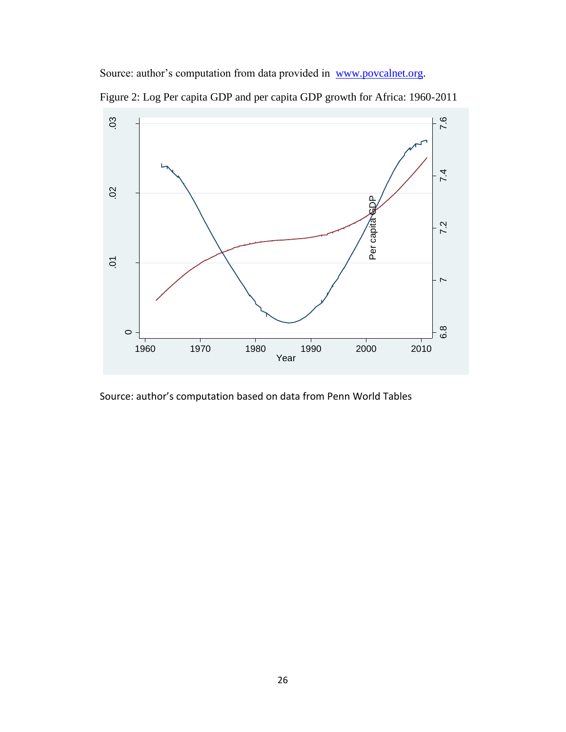Source: author's computation from data provided in [www.povcalnet.org](http://www.povcalnet.org).

Figure 2: Log Per capita GDP and per capita GDP growth for Africa: 1960-2011

.03
.02
.01
0
7.6
7.4
7.2
7
6.8
Per capita GDP
1960
1970
1980
1990
2000
2010
Year

Source: author's computation based on data from Penn World Tables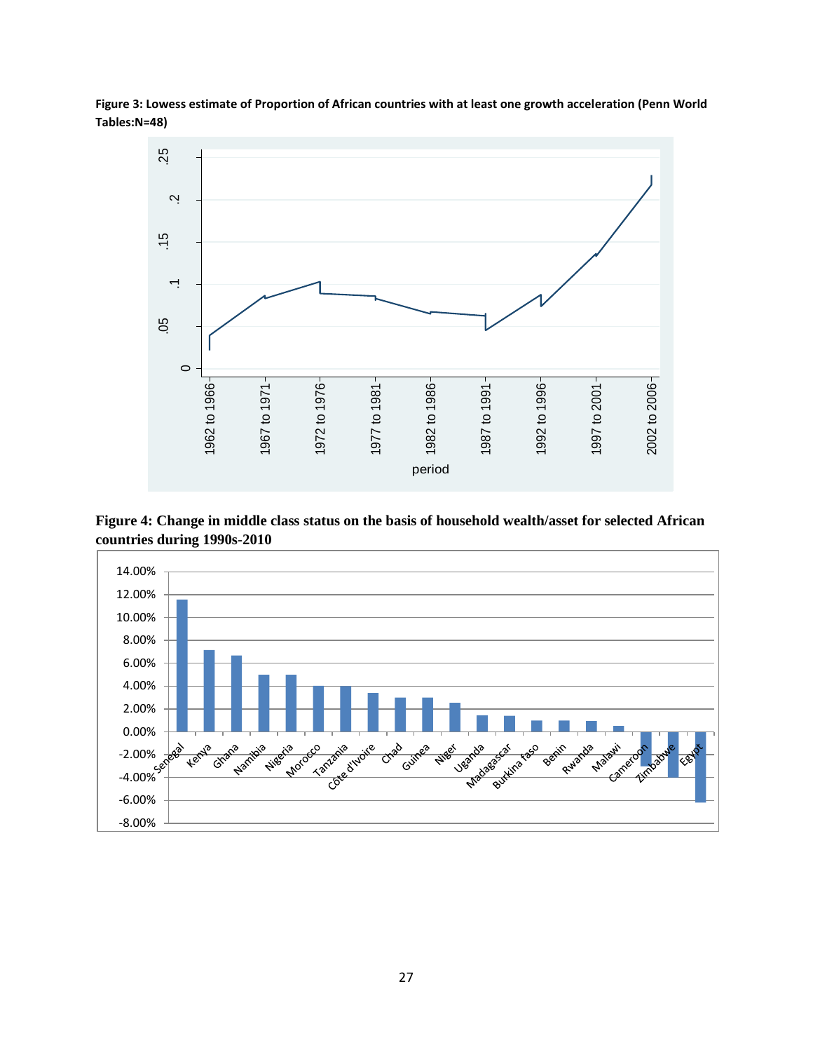**Figure 3: Lowess estimate of Proportion of African countries with at least one growth acceleration (Penn World Tables:N=48)**

0
.05
.1
.15
.2
.25

1962 to 1966
1967 to 1971
1972 to 1976
1977 to 1981
1982 to 1986
1987 to 1991
1992 to 1996
1997 to 2001
2002 to 2006

period

**Figure 4: Change in middle class status on the basis of household wealth/asset for selected African countries during 1990s-2010**

14.00%
12.00%
10.00%
8.00%
6.00%
4.00%
2.00%
0.00%
-2.00%
-4.00%
-6.00%
-8.00%

Senegal
Kenya
Ghana
Namibia
Nigeria
Morocco
Tanzania
Côte d'Ivoire
Chad
Guinea
Niger
Uganda
Madagascar
Burkina faso
Benin
Rwanda
Malawi
Cameroon
Zimbabwe
Egypt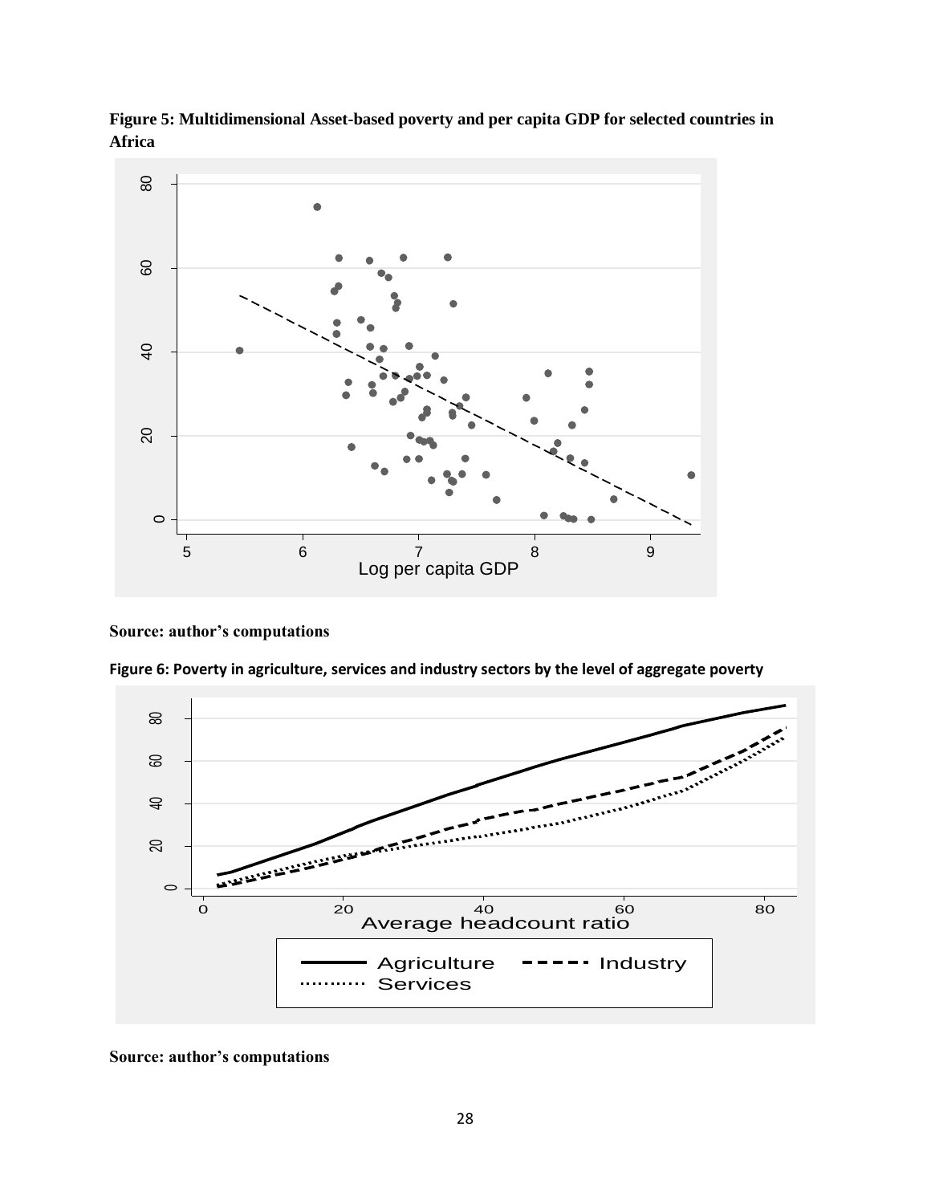**Figure 5: Multidimensional Asset-based poverty and per capita GDP for selected countries in Africa**

0
20
40
60
80
5
6
7
8
9
Log per capita GDP

**Source: author's computations**

**Figure 6: Poverty in agriculture, services and industry sectors by the level of aggregate poverty**

0
20
40
60
80
0
20
40
60
80
Average headcount ratio
Agriculture
Industry
Services

**Source: author's computations**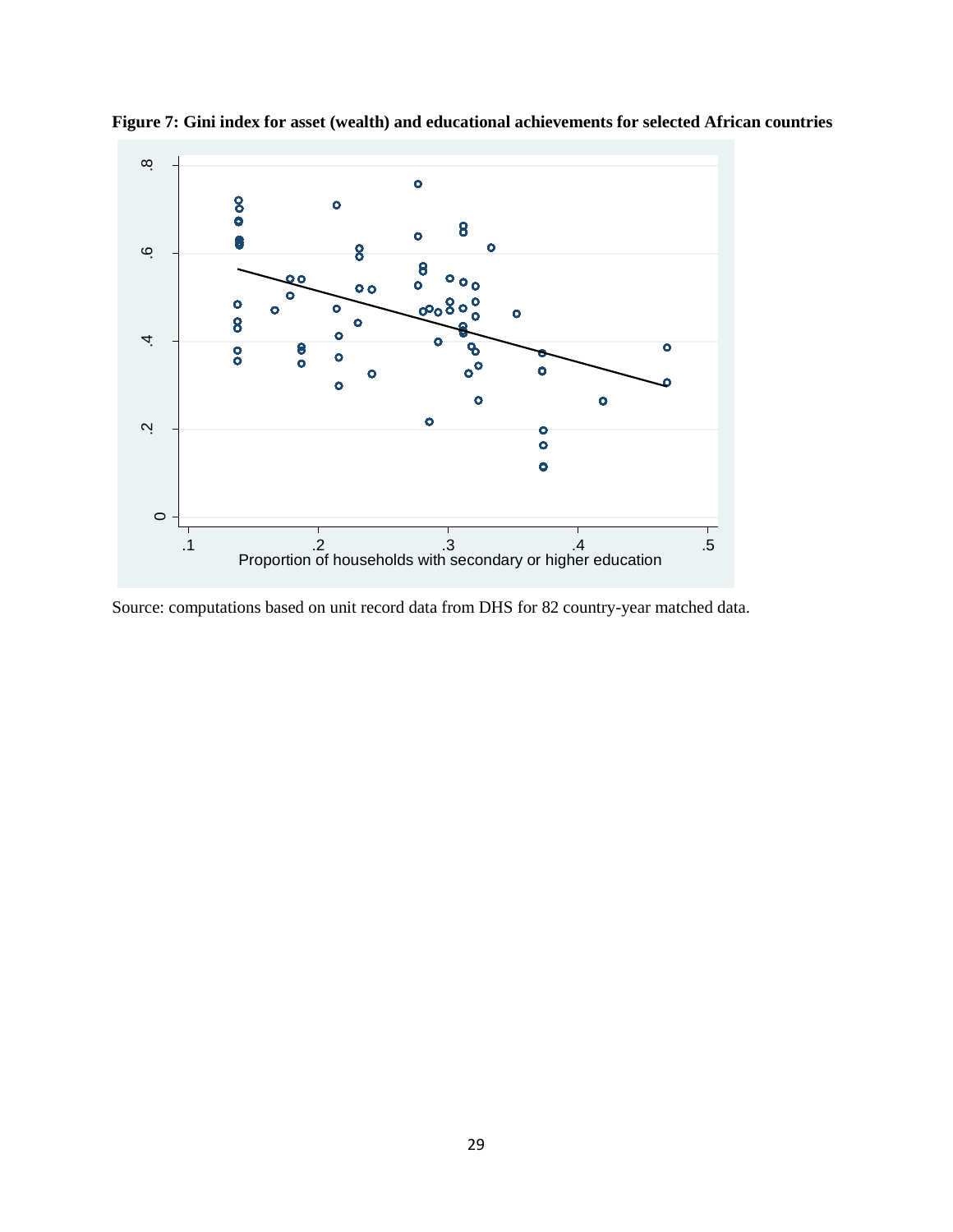**Figure 7: Gini index for asset (wealth) and educational achievements for selected African countries**

0
.2
.4
.6
.8

.1
.2
.3
.4
.5

Proportion of households with secondary or higher education

Source: computations based on unit record data from DHS for 82 country-year matched data.